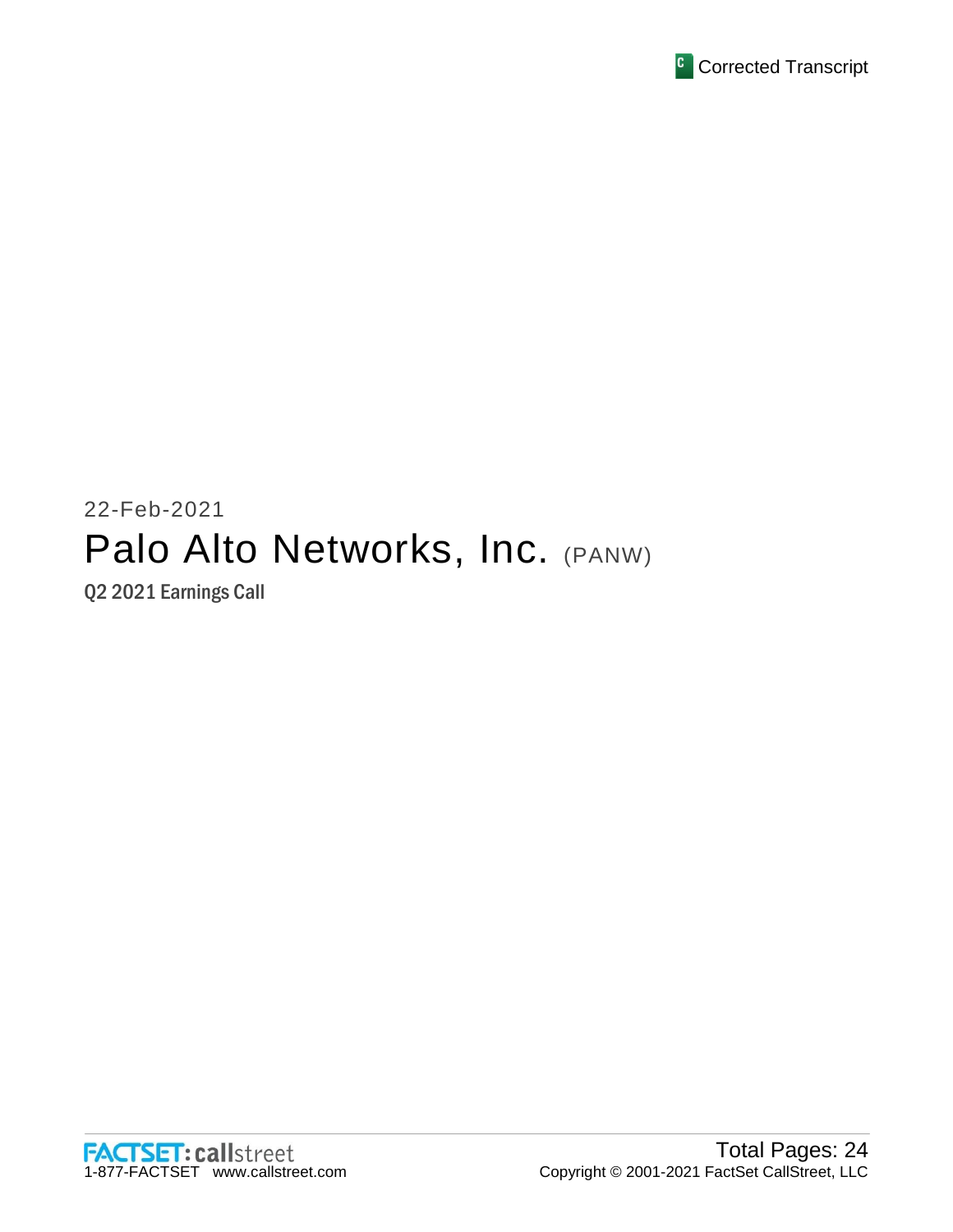Corrected Transcript

22-Feb-2021

# Palo Alto Networks, Inc. (PANW)

Q2 2021 Earnings Call

Total Pages: 24

Copyright © 2001-2021 FactSet CallStreet, LLC

FACTSET: callstreet
1-877-FACTSET www.callstreet.com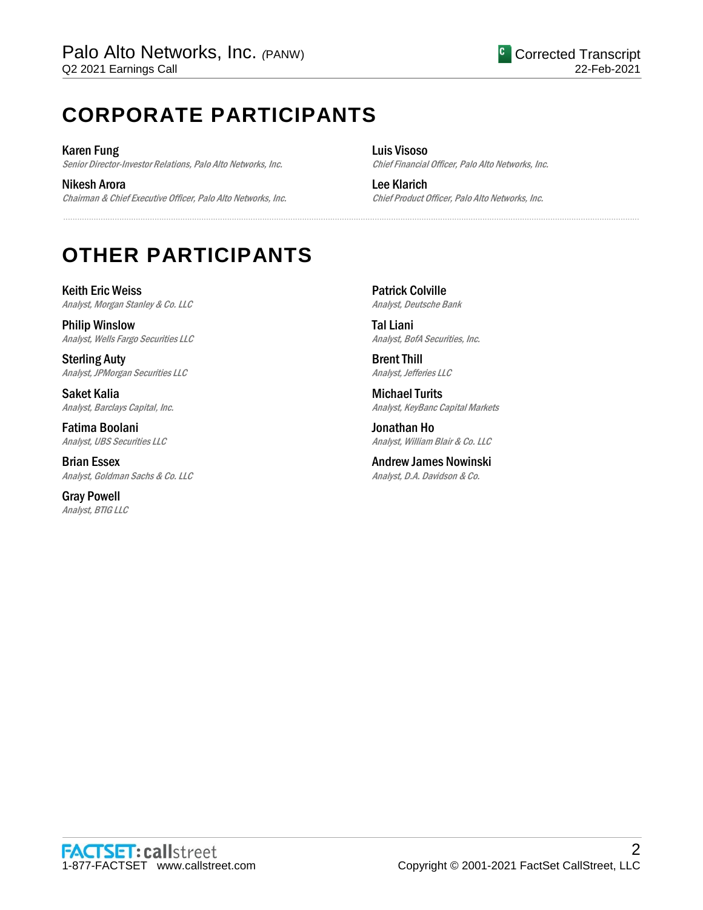# CORPORATE PARTICIPANTS

**Karen Fung**
*Senior Director-Investor Relations, Palo Alto Networks, Inc.*

**Nikesh Arora**
*Chairman & Chief Executive Officer, Palo Alto Networks, Inc.*

**Luis Visoso**
*Chief Financial Officer, Palo Alto Networks, Inc.*

**Lee Klarich**
*Chief Product Officer, Palo Alto Networks, Inc.*

# OTHER PARTICIPANTS

**Keith Eric Weiss**
*Analyst, Morgan Stanley & Co. LLC*

**Philip Winslow**
*Analyst, Wells Fargo Securities LLC*

**Sterling Auty**
*Analyst, JPMorgan Securities LLC*

**Saket Kalia**
*Analyst, Barclays Capital, Inc.*

**Fatima Boolani**
*Analyst, UBS Securities LLC*

**Brian Essex**
*Analyst, Goldman Sachs & Co. LLC*

**Gray Powell**
*Analyst, BTIG LLC*

**Patrick Colville**
*Analyst, Deutsche Bank*

**Tal Liani**
*Analyst, BofA Securities, Inc.*

**Brent Thill**
*Analyst, Jefferies LLC*

**Michael Turits**
*Analyst, KeyBanc Capital Markets*

**Jonathan Ho**
*Analyst, William Blair & Co. LLC*

**Andrew James Nowinski**
*Analyst, D.A. Davidson & Co.*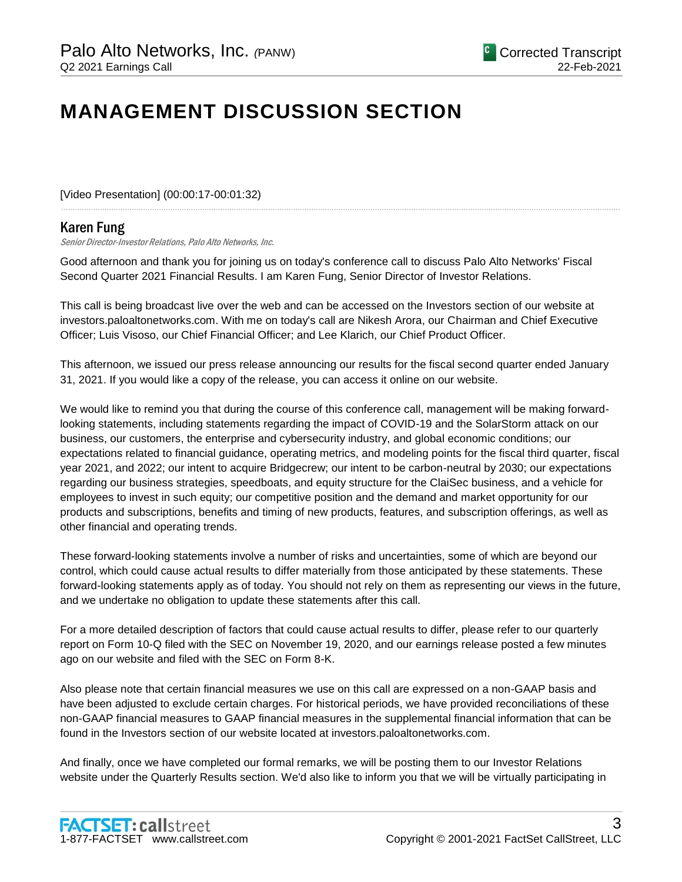# MANAGEMENT DISCUSSION SECTION

[Video Presentation] (00:00:17-00:01:32)

---

### Karen Fung

*Senior Director-Investor Relations, Palo Alto Networks, Inc.*

Good afternoon and thank you for joining us on today's conference call to discuss Palo Alto Networks' Fiscal Second Quarter 2021 Financial Results. I am Karen Fung, Senior Director of Investor Relations.

This call is being broadcast live over the web and can be accessed on the Investors section of our website at investors.paloaltonetworks.com. With me on today's call are Nikesh Arora, our Chairman and Chief Executive Officer; Luis Visoso, our Chief Financial Officer; and Lee Klarich, our Chief Product Officer.

This afternoon, we issued our press release announcing our results for the fiscal second quarter ended January 31, 2021. If you would like a copy of the release, you can access it online on our website.

We would like to remind you that during the course of this conference call, management will be making forward-looking statements, including statements regarding the impact of COVID-19 and the SolarStorm attack on our business, our customers, the enterprise and cybersecurity industry, and global economic conditions; our expectations related to financial guidance, operating metrics, and modeling points for the fiscal third quarter, fiscal year 2021, and 2022; our intent to acquire Bridgecrew; our intent to be carbon-neutral by 2030; our expectations regarding our business strategies, speedboats, and equity structure for the ClaiSec business, and a vehicle for employees to invest in such equity; our competitive position and the demand and market opportunity for our products and subscriptions, benefits and timing of new products, features, and subscription offerings, as well as other financial and operating trends.

These forward-looking statements involve a number of risks and uncertainties, some of which are beyond our control, which could cause actual results to differ materially from those anticipated by these statements. These forward-looking statements apply as of today. You should not rely on them as representing our views in the future, and we undertake no obligation to update these statements after this call.

For a more detailed description of factors that could cause actual results to differ, please refer to our quarterly report on Form 10-Q filed with the SEC on November 19, 2020, and our earnings release posted a few minutes ago on our website and filed with the SEC on Form 8-K.

Also please note that certain financial measures we use on this call are expressed on a non-GAAP basis and have been adjusted to exclude certain charges. For historical periods, we have provided reconciliations of these non-GAAP financial measures to GAAP financial measures in the supplemental financial information that can be found in the Investors section of our website located at investors.paloaltonetworks.com.

And finally, once we have completed our formal remarks, we will be posting them to our Investor Relations website under the Quarterly Results section. We'd also like to inform you that we will be virtually participating in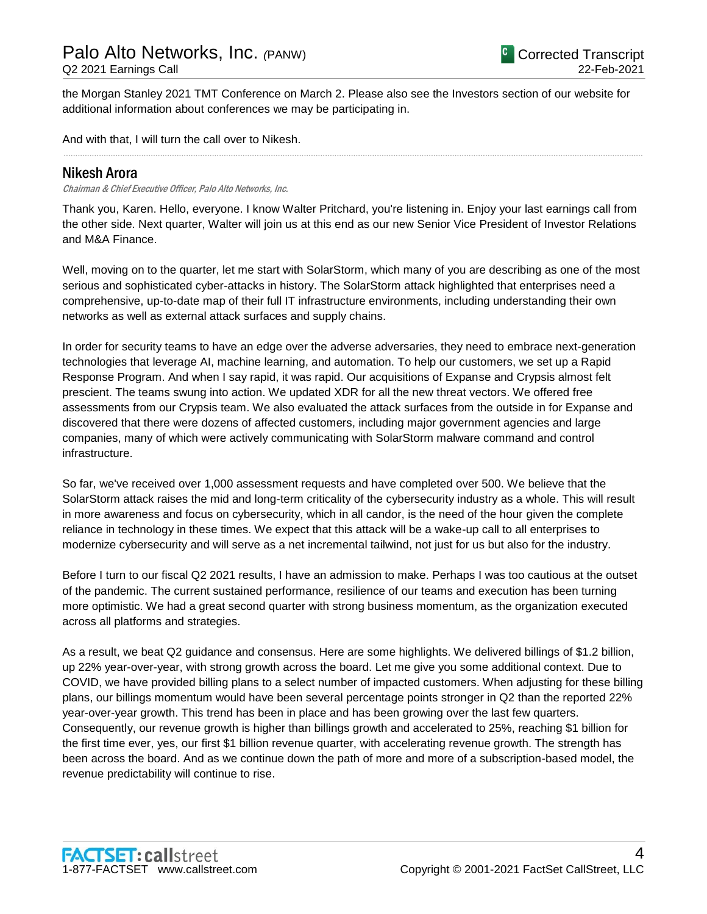the Morgan Stanley 2021 TMT Conference on March 2. Please also see the Investors section of our website for additional information about conferences we may be participating in.

And with that, I will turn the call over to Nikesh.

---

## Nikesh Arora

*Chairman & Chief Executive Officer, Palo Alto Networks, Inc.*

Thank you, Karen. Hello, everyone. I know Walter Pritchard, you're listening in. Enjoy your last earnings call from the other side. Next quarter, Walter will join us at this end as our new Senior Vice President of Investor Relations and M&A Finance.

Well, moving on to the quarter, let me start with SolarStorm, which many of you are describing as one of the most serious and sophisticated cyber-attacks in history. The SolarStorm attack highlighted that enterprises need a comprehensive, up-to-date map of their full IT infrastructure environments, including understanding their own networks as well as external attack surfaces and supply chains.

In order for security teams to have an edge over the adverse adversaries, they need to embrace next-generation technologies that leverage AI, machine learning, and automation. To help our customers, we set up a Rapid Response Program. And when I say rapid, it was rapid. Our acquisitions of Expanse and Crypsis almost felt prescient. The teams swung into action. We updated XDR for all the new threat vectors. We offered free assessments from our Crypsis team. We also evaluated the attack surfaces from the outside in for Expanse and discovered that there were dozens of affected customers, including major government agencies and large companies, many of which were actively communicating with SolarStorm malware command and control infrastructure.

So far, we've received over 1,000 assessment requests and have completed over 500. We believe that the SolarStorm attack raises the mid and long-term criticality of the cybersecurity industry as a whole. This will result in more awareness and focus on cybersecurity, which in all candor, is the need of the hour given the complete reliance in technology in these times. We expect that this attack will be a wake-up call to all enterprises to modernize cybersecurity and will serve as a net incremental tailwind, not just for us but also for the industry.

Before I turn to our fiscal Q2 2021 results, I have an admission to make. Perhaps I was too cautious at the outset of the pandemic. The current sustained performance, resilience of our teams and execution has been turning more optimistic. We had a great second quarter with strong business momentum, as the organization executed across all platforms and strategies.

As a result, we beat Q2 guidance and consensus. Here are some highlights. We delivered billings of $1.2 billion, up 22% year-over-year, with strong growth across the board. Let me give you some additional context. Due to COVID, we have provided billing plans to a select number of impacted customers. When adjusting for these billing plans, our billings momentum would have been several percentage points stronger in Q2 than the reported 22% year-over-year growth. This trend has been in place and has been growing over the last few quarters. Consequently, our revenue growth is higher than billings growth and accelerated to 25%, reaching $1 billion for the first time ever, yes, our first $1 billion revenue quarter, with accelerating revenue growth. The strength has been across the board. And as we continue down the path of more and more of a subscription-based model, the revenue predictability will continue to rise.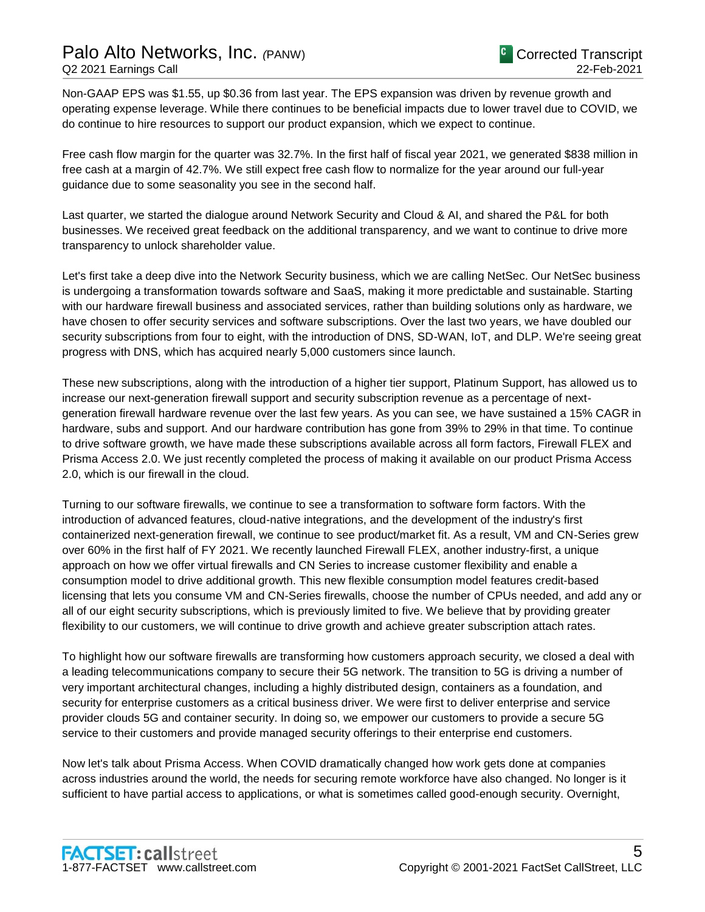Non-GAAP EPS was $1.55, up $0.36 from last year. The EPS expansion was driven by revenue growth and operating expense leverage. While there continues to be beneficial impacts due to lower travel due to COVID, we do continue to hire resources to support our product expansion, which we expect to continue.

Free cash flow margin for the quarter was 32.7%. In the first half of fiscal year 2021, we generated $838 million in free cash at a margin of 42.7%. We still expect free cash flow to normalize for the year around our full-year guidance due to some seasonality you see in the second half.

Last quarter, we started the dialogue around Network Security and Cloud & AI, and shared the P&L for both businesses. We received great feedback on the additional transparency, and we want to continue to drive more transparency to unlock shareholder value.

Let's first take a deep dive into the Network Security business, which we are calling NetSec. Our NetSec business is undergoing a transformation towards software and SaaS, making it more predictable and sustainable. Starting with our hardware firewall business and associated services, rather than building solutions only as hardware, we have chosen to offer security services and software subscriptions. Over the last two years, we have doubled our security subscriptions from four to eight, with the introduction of DNS, SD-WAN, IoT, and DLP. We're seeing great progress with DNS, which has acquired nearly 5,000 customers since launch.

These new subscriptions, along with the introduction of a higher tier support, Platinum Support, has allowed us to increase our next-generation firewall support and security subscription revenue as a percentage of next-generation firewall hardware revenue over the last few years. As you can see, we have sustained a 15% CAGR in hardware, subs and support. And our hardware contribution has gone from 39% to 29% in that time. To continue to drive software growth, we have made these subscriptions available across all form factors, Firewall FLEX and Prisma Access 2.0. We just recently completed the process of making it available on our product Prisma Access 2.0, which is our firewall in the cloud.

Turning to our software firewalls, we continue to see a transformation to software form factors. With the introduction of advanced features, cloud-native integrations, and the development of the industry's first containerized next-generation firewall, we continue to see product/market fit. As a result, VM and CN-Series grew over 60% in the first half of FY 2021. We recently launched Firewall FLEX, another industry-first, a unique approach on how we offer virtual firewalls and CN Series to increase customer flexibility and enable a consumption model to drive additional growth. This new flexible consumption model features credit-based licensing that lets you consume VM and CN-Series firewalls, choose the number of CPUs needed, and add any or all of our eight security subscriptions, which is previously limited to five. We believe that by providing greater flexibility to our customers, we will continue to drive growth and achieve greater subscription attach rates.

To highlight how our software firewalls are transforming how customers approach security, we closed a deal with a leading telecommunications company to secure their 5G network. The transition to 5G is driving a number of very important architectural changes, including a highly distributed design, containers as a foundation, and security for enterprise customers as a critical business driver. We were first to deliver enterprise and service provider clouds 5G and container security. In doing so, we empower our customers to provide a secure 5G service to their customers and provide managed security offerings to their enterprise end customers.

Now let's talk about Prisma Access. When COVID dramatically changed how work gets done at companies across industries around the world, the needs for securing remote workforce have also changed. No longer is it sufficient to have partial access to applications, or what is sometimes called good-enough security. Overnight,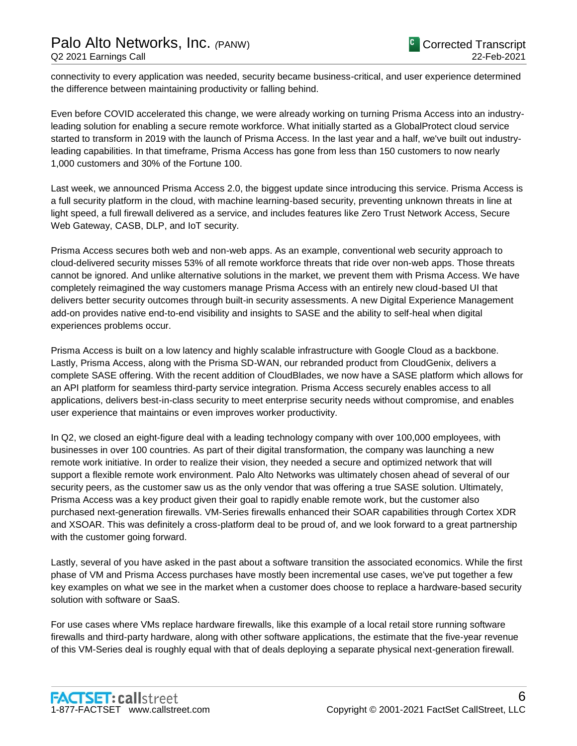connectivity to every application was needed, security became business-critical, and user experience determined the difference between maintaining productivity or falling behind.

Even before COVID accelerated this change, we were already working on turning Prisma Access into an industry-leading solution for enabling a secure remote workforce. What initially started as a GlobalProtect cloud service started to transform in 2019 with the launch of Prisma Access. In the last year and a half, we've built out industry-leading capabilities. In that timeframe, Prisma Access has gone from less than 150 customers to now nearly 1,000 customers and 30% of the Fortune 100.

Last week, we announced Prisma Access 2.0, the biggest update since introducing this service. Prisma Access is a full security platform in the cloud, with machine learning-based security, preventing unknown threats in line at light speed, a full firewall delivered as a service, and includes features like Zero Trust Network Access, Secure Web Gateway, CASB, DLP, and IoT security.

Prisma Access secures both web and non-web apps. As an example, conventional web security approach to cloud-delivered security misses 53% of all remote workforce threats that ride over non-web apps. Those threats cannot be ignored. And unlike alternative solutions in the market, we prevent them with Prisma Access. We have completely reimagined the way customers manage Prisma Access with an entirely new cloud-based UI that delivers better security outcomes through built-in security assessments. A new Digital Experience Management add-on provides native end-to-end visibility and insights to SASE and the ability to self-heal when digital experiences problems occur.

Prisma Access is built on a low latency and highly scalable infrastructure with Google Cloud as a backbone. Lastly, Prisma Access, along with the Prisma SD-WAN, our rebranded product from CloudGenix, delivers a complete SASE offering. With the recent addition of CloudBlades, we now have a SASE platform which allows for an API platform for seamless third-party service integration. Prisma Access securely enables access to all applications, delivers best-in-class security to meet enterprise security needs without compromise, and enables user experience that maintains or even improves worker productivity.

In Q2, we closed an eight-figure deal with a leading technology company with over 100,000 employees, with businesses in over 100 countries. As part of their digital transformation, the company was launching a new remote work initiative. In order to realize their vision, they needed a secure and optimized network that will support a flexible remote work environment. Palo Alto Networks was ultimately chosen ahead of several of our security peers, as the customer saw us as the only vendor that was offering a true SASE solution. Ultimately, Prisma Access was a key product given their goal to rapidly enable remote work, but the customer also purchased next-generation firewalls. VM-Series firewalls enhanced their SOAR capabilities through Cortex XDR and XSOAR. This was definitely a cross-platform deal to be proud of, and we look forward to a great partnership with the customer going forward.

Lastly, several of you have asked in the past about a software transition the associated economics. While the first phase of VM and Prisma Access purchases have mostly been incremental use cases, we've put together a few key examples on what we see in the market when a customer does choose to replace a hardware-based security solution with software or SaaS.

For use cases where VMs replace hardware firewalls, like this example of a local retail store running software firewalls and third-party hardware, along with other software applications, the estimate that the five-year revenue of this VM-Series deal is roughly equal with that of deals deploying a separate physical next-generation firewall.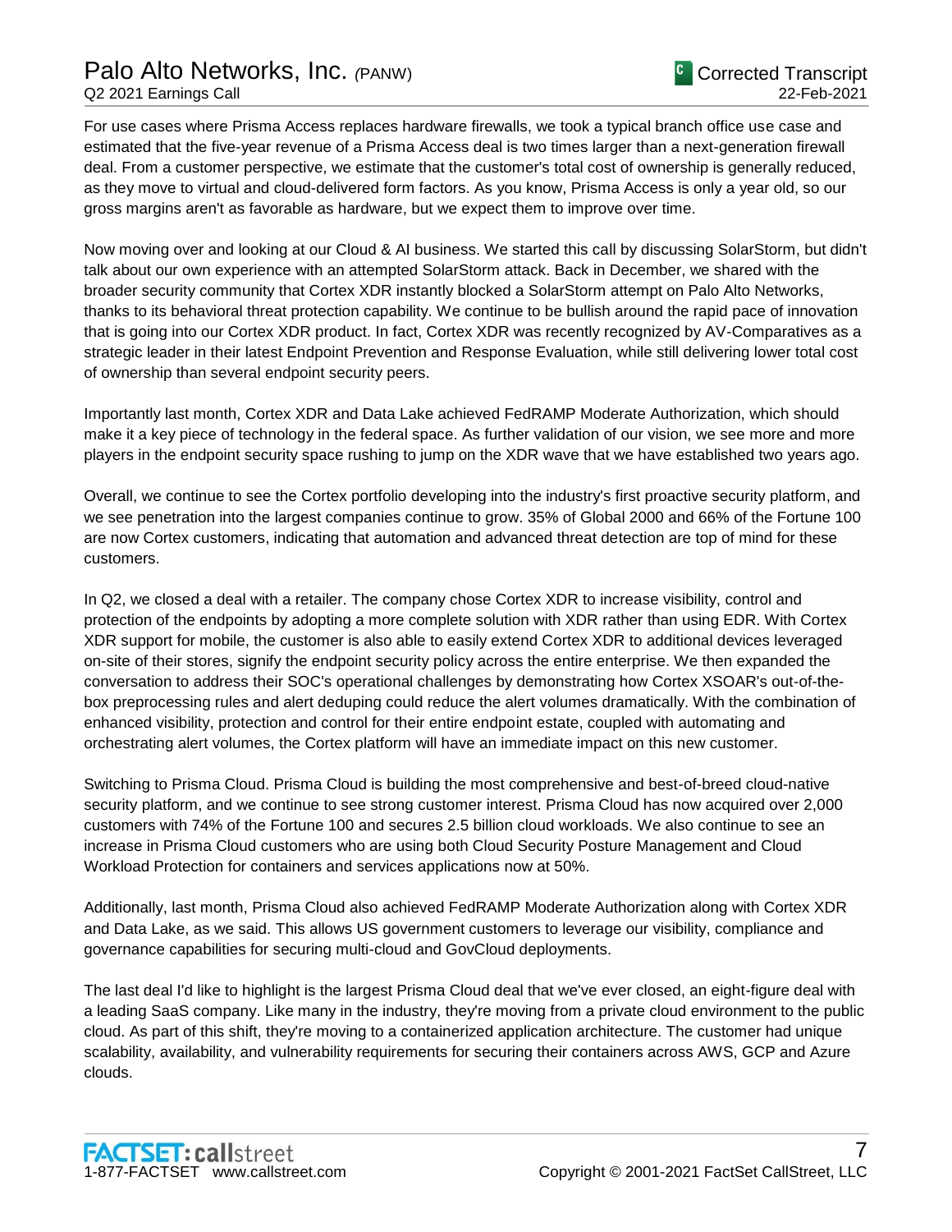For use cases where Prisma Access replaces hardware firewalls, we took a typical branch office use case and estimated that the five-year revenue of a Prisma Access deal is two times larger than a next-generation firewall deal. From a customer perspective, we estimate that the customer's total cost of ownership is generally reduced, as they move to virtual and cloud-delivered form factors. As you know, Prisma Access is only a year old, so our gross margins aren't as favorable as hardware, but we expect them to improve over time.

Now moving over and looking at our Cloud & AI business. We started this call by discussing SolarStorm, but didn't talk about our own experience with an attempted SolarStorm attack. Back in December, we shared with the broader security community that Cortex XDR instantly blocked a SolarStorm attempt on Palo Alto Networks, thanks to its behavioral threat protection capability. We continue to be bullish around the rapid pace of innovation that is going into our Cortex XDR product. In fact, Cortex XDR was recently recognized by AV-Comparatives as a strategic leader in their latest Endpoint Prevention and Response Evaluation, while still delivering lower total cost of ownership than several endpoint security peers.

Importantly last month, Cortex XDR and Data Lake achieved FedRAMP Moderate Authorization, which should make it a key piece of technology in the federal space. As further validation of our vision, we see more and more players in the endpoint security space rushing to jump on the XDR wave that we have established two years ago.

Overall, we continue to see the Cortex portfolio developing into the industry's first proactive security platform, and we see penetration into the largest companies continue to grow. 35% of Global 2000 and 66% of the Fortune 100 are now Cortex customers, indicating that automation and advanced threat detection are top of mind for these customers.

In Q2, we closed a deal with a retailer. The company chose Cortex XDR to increase visibility, control and protection of the endpoints by adopting a more complete solution with XDR rather than using EDR. With Cortex XDR support for mobile, the customer is also able to easily extend Cortex XDR to additional devices leveraged on-site of their stores, signify the endpoint security policy across the entire enterprise. We then expanded the conversation to address their SOC's operational challenges by demonstrating how Cortex XSOAR's out-of-the-box preprocessing rules and alert deduping could reduce the alert volumes dramatically. With the combination of enhanced visibility, protection and control for their entire endpoint estate, coupled with automating and orchestrating alert volumes, the Cortex platform will have an immediate impact on this new customer.

Switching to Prisma Cloud. Prisma Cloud is building the most comprehensive and best-of-breed cloud-native security platform, and we continue to see strong customer interest. Prisma Cloud has now acquired over 2,000 customers with 74% of the Fortune 100 and secures 2.5 billion cloud workloads. We also continue to see an increase in Prisma Cloud customers who are using both Cloud Security Posture Management and Cloud Workload Protection for containers and services applications now at 50%.

Additionally, last month, Prisma Cloud also achieved FedRAMP Moderate Authorization along with Cortex XDR and Data Lake, as we said. This allows US government customers to leverage our visibility, compliance and governance capabilities for securing multi-cloud and GovCloud deployments.

The last deal I'd like to highlight is the largest Prisma Cloud deal that we've ever closed, an eight-figure deal with a leading SaaS company. Like many in the industry, they're moving from a private cloud environment to the public cloud. As part of this shift, they're moving to a containerized application architecture. The customer had unique scalability, availability, and vulnerability requirements for securing their containers across AWS, GCP and Azure clouds.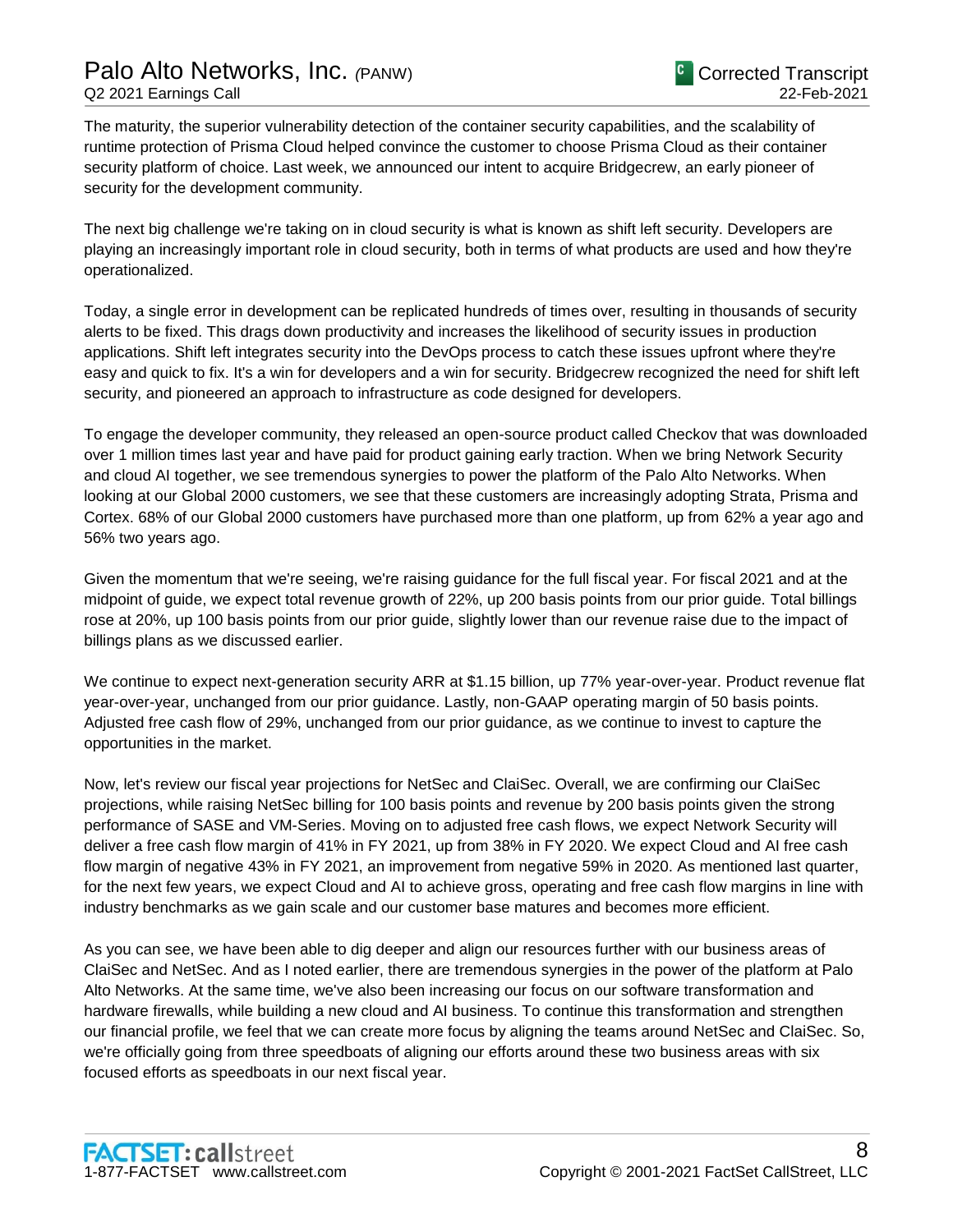The maturity, the superior vulnerability detection of the container security capabilities, and the scalability of runtime protection of Prisma Cloud helped convince the customer to choose Prisma Cloud as their container security platform of choice. Last week, we announced our intent to acquire Bridgecrew, an early pioneer of security for the development community.

The next big challenge we're taking on in cloud security is what is known as shift left security. Developers are playing an increasingly important role in cloud security, both in terms of what products are used and how they're operationalized.

Today, a single error in development can be replicated hundreds of times over, resulting in thousands of security alerts to be fixed. This drags down productivity and increases the likelihood of security issues in production applications. Shift left integrates security into the DevOps process to catch these issues upfront where they're easy and quick to fix. It's a win for developers and a win for security. Bridgecrew recognized the need for shift left security, and pioneered an approach to infrastructure as code designed for developers.

To engage the developer community, they released an open-source product called Checkov that was downloaded over 1 million times last year and have paid for product gaining early traction. When we bring Network Security and cloud AI together, we see tremendous synergies to power the platform of the Palo Alto Networks. When looking at our Global 2000 customers, we see that these customers are increasingly adopting Strata, Prisma and Cortex. 68% of our Global 2000 customers have purchased more than one platform, up from 62% a year ago and 56% two years ago.

Given the momentum that we're seeing, we're raising guidance for the full fiscal year. For fiscal 2021 and at the midpoint of guide, we expect total revenue growth of 22%, up 200 basis points from our prior guide. Total billings rose at 20%, up 100 basis points from our prior guide, slightly lower than our revenue raise due to the impact of billings plans as we discussed earlier.

We continue to expect next-generation security ARR at $1.15 billion, up 77% year-over-year. Product revenue flat year-over-year, unchanged from our prior guidance. Lastly, non-GAAP operating margin of 50 basis points. Adjusted free cash flow of 29%, unchanged from our prior guidance, as we continue to invest to capture the opportunities in the market.

Now, let's review our fiscal year projections for NetSec and ClaiSec. Overall, we are confirming our ClaiSec projections, while raising NetSec billing for 100 basis points and revenue by 200 basis points given the strong performance of SASE and VM-Series. Moving on to adjusted free cash flows, we expect Network Security will deliver a free cash flow margin of 41% in FY 2021, up from 38% in FY 2020. We expect Cloud and AI free cash flow margin of negative 43% in FY 2021, an improvement from negative 59% in 2020. As mentioned last quarter, for the next few years, we expect Cloud and AI to achieve gross, operating and free cash flow margins in line with industry benchmarks as we gain scale and our customer base matures and becomes more efficient.

As you can see, we have been able to dig deeper and align our resources further with our business areas of ClaiSec and NetSec. And as I noted earlier, there are tremendous synergies in the power of the platform at Palo Alto Networks. At the same time, we've also been increasing our focus on our software transformation and hardware firewalls, while building a new cloud and AI business. To continue this transformation and strengthen our financial profile, we feel that we can create more focus by aligning the teams around NetSec and ClaiSec. So, we're officially going from three speedboats of aligning our efforts around these two business areas with six focused efforts as speedboats in our next fiscal year.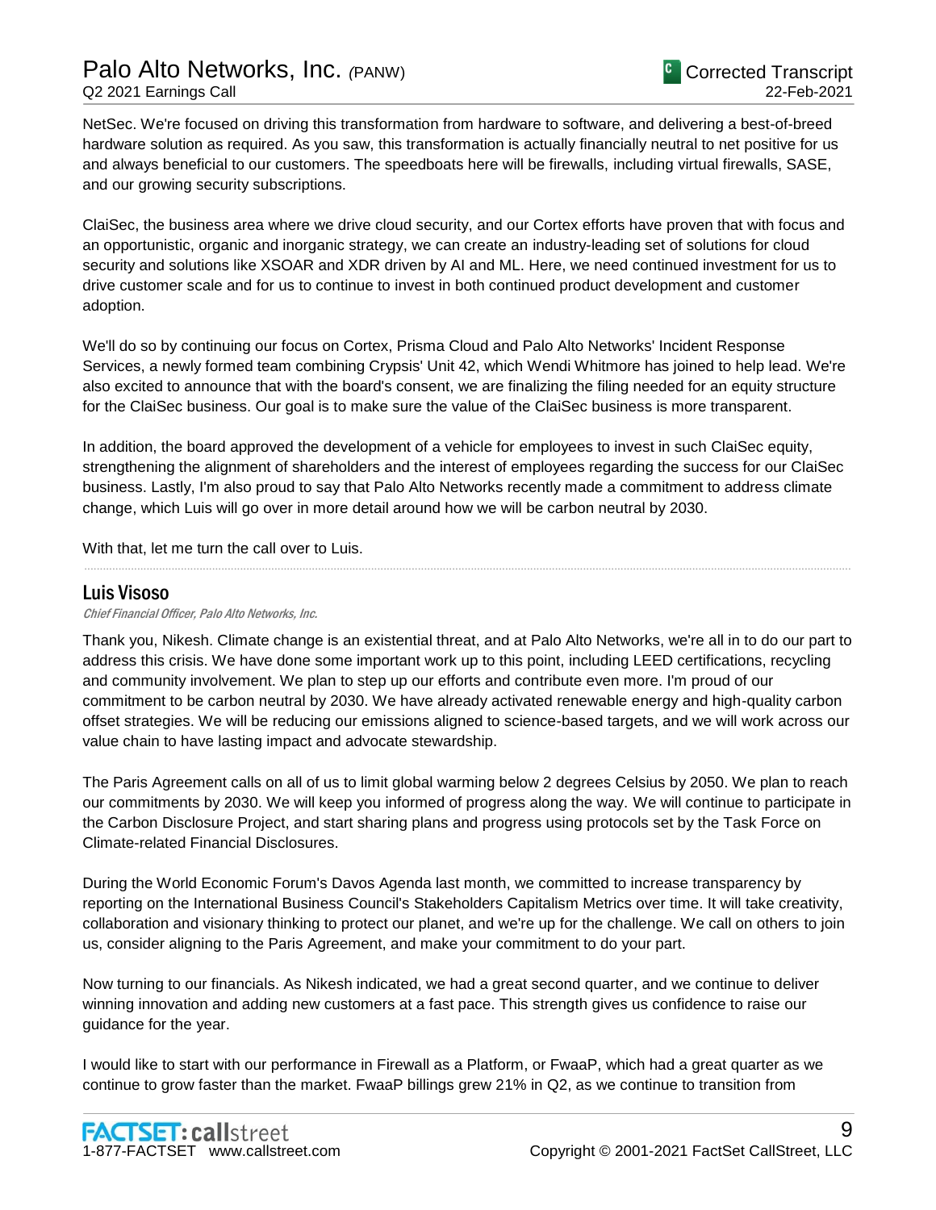NetSec. We're focused on driving this transformation from hardware to software, and delivering a best-of-breed hardware solution as required. As you saw, this transformation is actually financially neutral to net positive for us and always beneficial to our customers. The speedboats here will be firewalls, including virtual firewalls, SASE, and our growing security subscriptions.

ClaiSec, the business area where we drive cloud security, and our Cortex efforts have proven that with focus and an opportunistic, organic and inorganic strategy, we can create an industry-leading set of solutions for cloud security and solutions like XSOAR and XDR driven by AI and ML. Here, we need continued investment for us to drive customer scale and for us to continue to invest in both continued product development and customer adoption.

We'll do so by continuing our focus on Cortex, Prisma Cloud and Palo Alto Networks' Incident Response Services, a newly formed team combining Crypsis' Unit 42, which Wendi Whitmore has joined to help lead. We're also excited to announce that with the board's consent, we are finalizing the filing needed for an equity structure for the ClaiSec business. Our goal is to make sure the value of the ClaiSec business is more transparent.

In addition, the board approved the development of a vehicle for employees to invest in such ClaiSec equity, strengthening the alignment of shareholders and the interest of employees regarding the success for our ClaiSec business. Lastly, I'm also proud to say that Palo Alto Networks recently made a commitment to address climate change, which Luis will go over in more detail around how we will be carbon neutral by 2030.

With that, let me turn the call over to Luis.

---

## Luis Visoso

*Chief Financial Officer, Palo Alto Networks, Inc.*

Thank you, Nikesh. Climate change is an existential threat, and at Palo Alto Networks, we're all in to do our part to address this crisis. We have done some important work up to this point, including LEED certifications, recycling and community involvement. We plan to step up our efforts and contribute even more. I'm proud of our commitment to be carbon neutral by 2030. We have already activated renewable energy and high-quality carbon offset strategies. We will be reducing our emissions aligned to science-based targets, and we will work across our value chain to have lasting impact and advocate stewardship.

The Paris Agreement calls on all of us to limit global warming below 2 degrees Celsius by 2050. We plan to reach our commitments by 2030. We will keep you informed of progress along the way. We will continue to participate in the Carbon Disclosure Project, and start sharing plans and progress using protocols set by the Task Force on Climate-related Financial Disclosures.

During the World Economic Forum's Davos Agenda last month, we committed to increase transparency by reporting on the International Business Council's Stakeholders Capitalism Metrics over time. It will take creativity, collaboration and visionary thinking to protect our planet, and we're up for the challenge. We call on others to join us, consider aligning to the Paris Agreement, and make your commitment to do your part.

Now turning to our financials. As Nikesh indicated, we had a great second quarter, and we continue to deliver winning innovation and adding new customers at a fast pace. This strength gives us confidence to raise our guidance for the year.

I would like to start with our performance in Firewall as a Platform, or FwaaP, which had a great quarter as we continue to grow faster than the market. FwaaP billings grew 21% in Q2, as we continue to transition from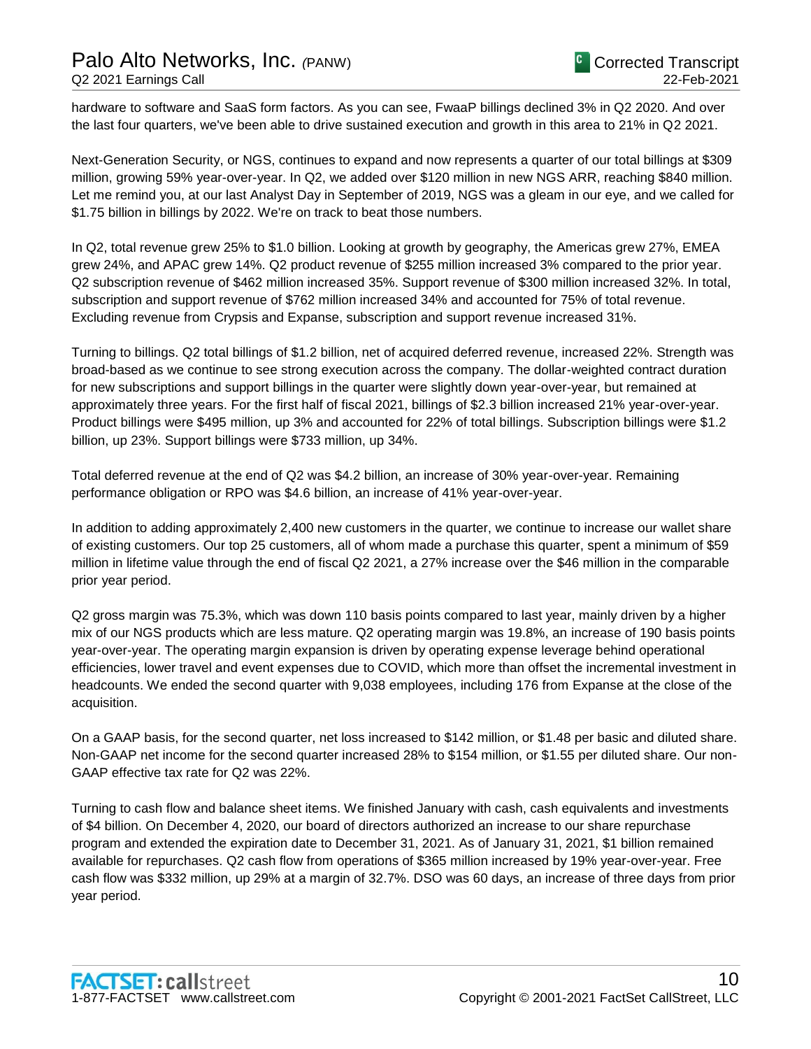hardware to software and SaaS form factors. As you can see, FwaaP billings declined 3% in Q2 2020. And over the last four quarters, we've been able to drive sustained execution and growth in this area to 21% in Q2 2021.

Next-Generation Security, or NGS, continues to expand and now represents a quarter of our total billings at $309 million, growing 59% year-over-year. In Q2, we added over $120 million in new NGS ARR, reaching $840 million. Let me remind you, at our last Analyst Day in September of 2019, NGS was a gleam in our eye, and we called for $1.75 billion in billings by 2022. We're on track to beat those numbers.

In Q2, total revenue grew 25% to $1.0 billion. Looking at growth by geography, the Americas grew 27%, EMEA grew 24%, and APAC grew 14%. Q2 product revenue of $255 million increased 3% compared to the prior year. Q2 subscription revenue of $462 million increased 35%. Support revenue of $300 million increased 32%. In total, subscription and support revenue of $762 million increased 34% and accounted for 75% of total revenue. Excluding revenue from Crypsis and Expanse, subscription and support revenue increased 31%.

Turning to billings. Q2 total billings of $1.2 billion, net of acquired deferred revenue, increased 22%. Strength was broad-based as we continue to see strong execution across the company. The dollar-weighted contract duration for new subscriptions and support billings in the quarter were slightly down year-over-year, but remained at approximately three years. For the first half of fiscal 2021, billings of $2.3 billion increased 21% year-over-year. Product billings were $495 million, up 3% and accounted for 22% of total billings. Subscription billings were $1.2 billion, up 23%. Support billings were $733 million, up 34%.

Total deferred revenue at the end of Q2 was $4.2 billion, an increase of 30% year-over-year. Remaining performance obligation or RPO was $4.6 billion, an increase of 41% year-over-year.

In addition to adding approximately 2,400 new customers in the quarter, we continue to increase our wallet share of existing customers. Our top 25 customers, all of whom made a purchase this quarter, spent a minimum of $59 million in lifetime value through the end of fiscal Q2 2021, a 27% increase over the $46 million in the comparable prior year period.

Q2 gross margin was 75.3%, which was down 110 basis points compared to last year, mainly driven by a higher mix of our NGS products which are less mature. Q2 operating margin was 19.8%, an increase of 190 basis points year-over-year. The operating margin expansion is driven by operating expense leverage behind operational efficiencies, lower travel and event expenses due to COVID, which more than offset the incremental investment in headcounts. We ended the second quarter with 9,038 employees, including 176 from Expanse at the close of the acquisition.

On a GAAP basis, for the second quarter, net loss increased to $142 million, or $1.48 per basic and diluted share. Non-GAAP net income for the second quarter increased 28% to $154 million, or $1.55 per diluted share. Our non-GAAP effective tax rate for Q2 was 22%.

Turning to cash flow and balance sheet items. We finished January with cash, cash equivalents and investments of $4 billion. On December 4, 2020, our board of directors authorized an increase to our share repurchase program and extended the expiration date to December 31, 2021. As of January 31, 2021, $1 billion remained available for repurchases. Q2 cash flow from operations of $365 million increased by 19% year-over-year. Free cash flow was $332 million, up 29% at a margin of 32.7%. DSO was 60 days, an increase of three days from prior year period.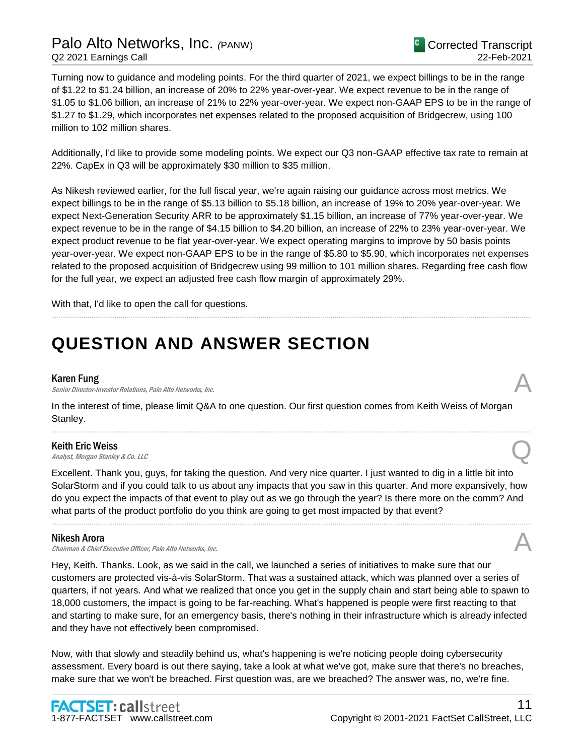Turning now to guidance and modeling points. For the third quarter of 2021, we expect billings to be in the range of $1.22 to $1.24 billion, an increase of 20% to 22% year-over-year. We expect revenue to be in the range of $1.05 to $1.06 billion, an increase of 21% to 22% year-over-year. We expect non-GAAP EPS to be in the range of $1.27 to $1.29, which incorporates net expenses related to the proposed acquisition of Bridgecrew, using 100 million to 102 million shares.

Additionally, I'd like to provide some modeling points. We expect our Q3 non-GAAP effective tax rate to remain at 22%. CapEx in Q3 will be approximately $30 million to $35 million.

As Nikesh reviewed earlier, for the full fiscal year, we're again raising our guidance across most metrics. We expect billings to be in the range of $5.13 billion to $5.18 billion, an increase of 19% to 20% year-over-year. We expect Next-Generation Security ARR to be approximately $1.15 billion, an increase of 77% year-over-year. We expect revenue to be in the range of $4.15 billion to $4.20 billion, an increase of 22% to 23% year-over-year. We expect product revenue to be flat year-over-year. We expect operating margins to improve by 50 basis points year-over-year. We expect non-GAAP EPS to be in the range of $5.80 to $5.90, which incorporates net expenses related to the proposed acquisition of Bridgecrew using 99 million to 101 million shares. Regarding free cash flow for the full year, we expect an adjusted free cash flow margin of approximately 29%.

With that, I'd like to open the call for questions.

# QUESTION AND ANSWER SECTION

**Karen Fung** A
*Senior Director-Investor Relations, Palo Alto Networks, Inc.*

In the interest of time, please limit Q&A to one question. Our first question comes from Keith Weiss of Morgan Stanley.

**Keith Eric Weiss** Q
*Analyst, Morgan Stanley & Co. LLC*

Excellent. Thank you, guys, for taking the question. And very nice quarter. I just wanted to dig in a little bit into SolarStorm and if you could talk to us about any impacts that you saw in this quarter. And more expansively, how do you expect the impacts of that event to play out as we go through the year? Is there more on the comm? And what parts of the product portfolio do you think are going to get most impacted by that event?

**Nikesh Arora** A
*Chairman & Chief Executive Officer, Palo Alto Networks, Inc.*

Hey, Keith. Thanks. Look, as we said in the call, we launched a series of initiatives to make sure that our customers are protected vis-à-vis SolarStorm. That was a sustained attack, which was planned over a series of quarters, if not years. And what we realized that once you get in the supply chain and start being able to spawn to 18,000 customers, the impact is going to be far-reaching. What's happened is people were first reacting to that and starting to make sure, for an emergency basis, there's nothing in their infrastructure which is already infected and they have not effectively been compromised.

Now, with that slowly and steadily behind us, what's happening is we're noticing people doing cybersecurity assessment. Every board is out there saying, take a look at what we've got, make sure that there's no breaches, make sure that we won't be breached. First question was, are we breached? The answer was, no, we're fine.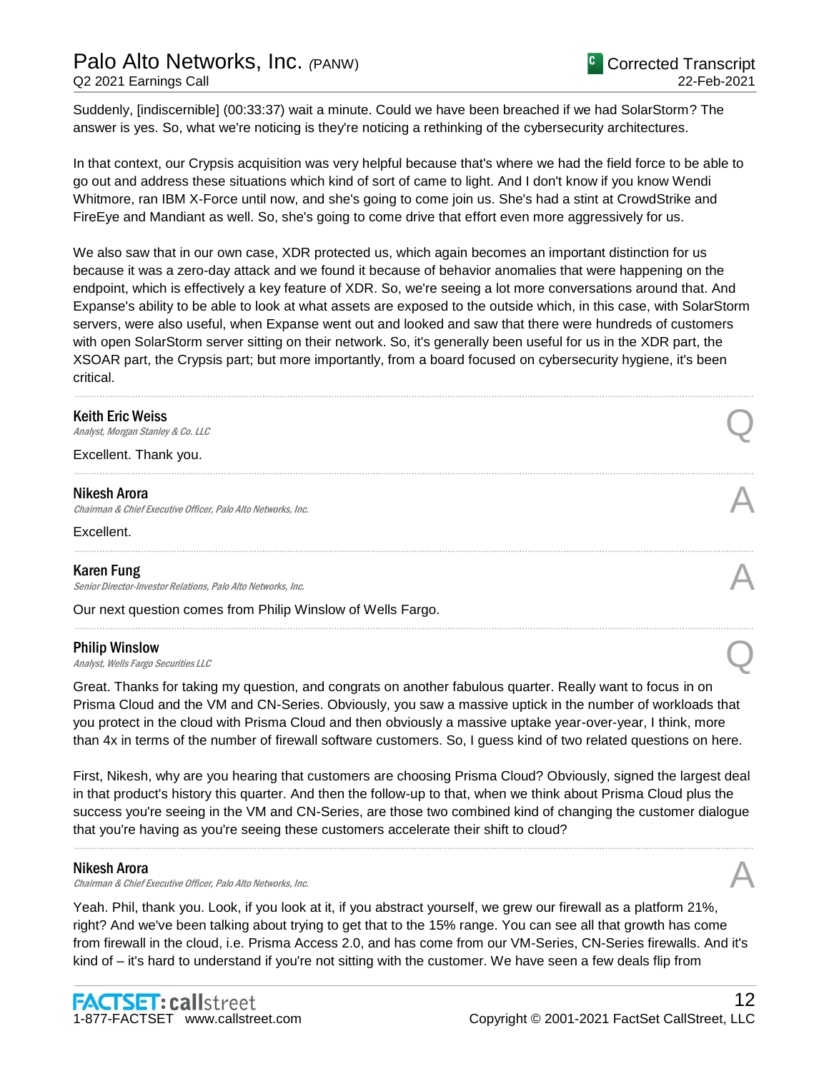Suddenly, [indiscernible] (00:33:37) wait a minute. Could we have been breached if we had SolarStorm? The answer is yes. So, what we're noticing is they're noticing a rethinking of the cybersecurity architectures.

In that context, our Crypsis acquisition was very helpful because that's where we had the field force to be able to go out and address these situations which kind of sort of came to light. And I don't know if you know Wendi Whitmore, ran IBM X-Force until now, and she's going to come join us. She's had a stint at CrowdStrike and FireEye and Mandiant as well. So, she's going to come drive that effort even more aggressively for us.

We also saw that in our own case, XDR protected us, which again becomes an important distinction for us because it was a zero-day attack and we found it because of behavior anomalies that were happening on the endpoint, which is effectively a key feature of XDR. So, we're seeing a lot more conversations around that. And Expanse's ability to be able to look at what assets are exposed to the outside which, in this case, with SolarStorm servers, were also useful, when Expanse went out and looked and saw that there were hundreds of customers with open SolarStorm server sitting on their network. So, it's generally been useful for us in the XDR part, the XSOAR part, the Crypsis part; but more importantly, from a board focused on cybersecurity hygiene, it's been critical.

---

**Keith Eric Weiss**
*Analyst, Morgan Stanley & Co. LLC* — Q

Excellent. Thank you.

---

**Nikesh Arora**
*Chairman & Chief Executive Officer, Palo Alto Networks, Inc.* — A

Excellent.

---

**Karen Fung**
*Senior Director-Investor Relations, Palo Alto Networks, Inc.* — A

Our next question comes from Philip Winslow of Wells Fargo.

---

**Philip Winslow**
*Analyst, Wells Fargo Securities LLC* — Q

Great. Thanks for taking my question, and congrats on another fabulous quarter. Really want to focus in on Prisma Cloud and the VM and CN-Series. Obviously, you saw a massive uptick in the number of workloads that you protect in the cloud with Prisma Cloud and then obviously a massive uptake year-over-year, I think, more than 4x in terms of the number of firewall software customers. So, I guess kind of two related questions on here.

First, Nikesh, why are you hearing that customers are choosing Prisma Cloud? Obviously, signed the largest deal in that product's history this quarter. And then the follow-up to that, when we think about Prisma Cloud plus the success you're seeing in the VM and CN-Series, are those two combined kind of changing the customer dialogue that you're having as you're seeing these customers accelerate their shift to cloud?

---

**Nikesh Arora**
*Chairman & Chief Executive Officer, Palo Alto Networks, Inc.* — A

Yeah. Phil, thank you. Look, if you look at it, if you abstract yourself, we grew our firewall as a platform 21%, right? And we've been talking about trying to get that to the 15% range. You can see all that growth has come from firewall in the cloud, i.e. Prisma Access 2.0, and has come from our VM-Series, CN-Series firewalls. And it's kind of – it's hard to understand if you're not sitting with the customer. We have seen a few deals flip from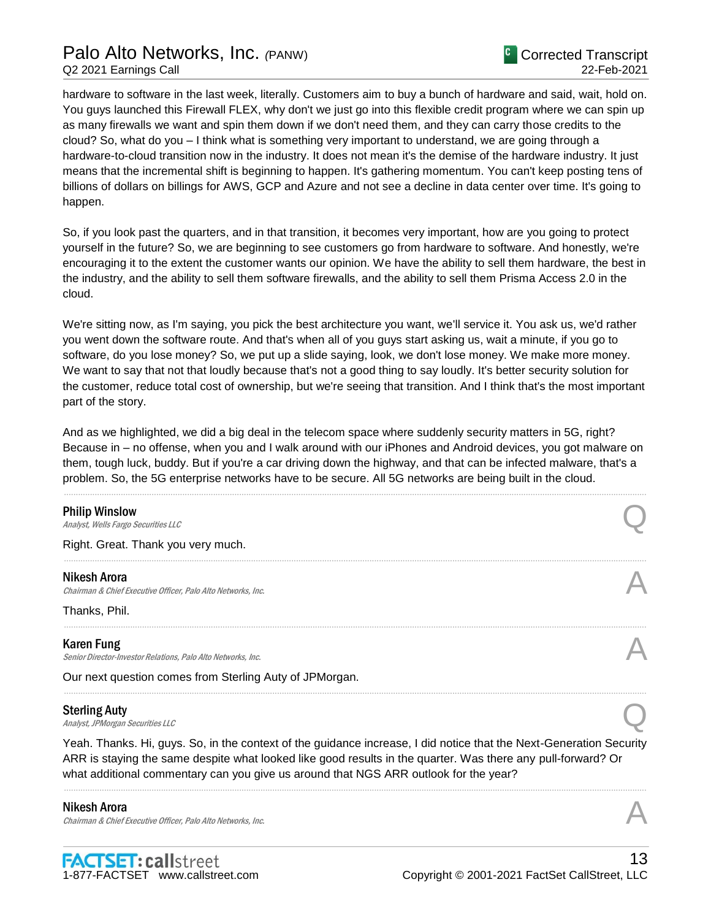hardware to software in the last week, literally. Customers aim to buy a bunch of hardware and said, wait, hold on. You guys launched this Firewall FLEX, why don't we just go into this flexible credit program where we can spin up as many firewalls we want and spin them down if we don't need them, and they can carry those credits to the cloud? So, what do you – I think what is something very important to understand, we are going through a hardware-to-cloud transition now in the industry. It does not mean it's the demise of the hardware industry. It just means that the incremental shift is beginning to happen. It's gathering momentum. You can't keep posting tens of billions of dollars on billings for AWS, GCP and Azure and not see a decline in data center over time. It's going to happen.

So, if you look past the quarters, and in that transition, it becomes very important, how are you going to protect yourself in the future? So, we are beginning to see customers go from hardware to software. And honestly, we're encouraging it to the extent the customer wants our opinion. We have the ability to sell them hardware, the best in the industry, and the ability to sell them software firewalls, and the ability to sell them Prisma Access 2.0 in the cloud.

We're sitting now, as I'm saying, you pick the best architecture you want, we'll service it. You ask us, we'd rather you went down the software route. And that's when all of you guys start asking us, wait a minute, if you go to software, do you lose money? So, we put up a slide saying, look, we don't lose money. We make more money. We want to say that not that loudly because that's not a good thing to say loudly. It's better security solution for the customer, reduce total cost of ownership, but we're seeing that transition. And I think that's the most important part of the story.

And as we highlighted, we did a big deal in the telecom space where suddenly security matters in 5G, right? Because in – no offense, when you and I walk around with our iPhones and Android devices, you got malware on them, tough luck, buddy. But if you're a car driving down the highway, and that can be infected malware, that's a problem. So, the 5G enterprise networks have to be secure. All 5G networks are being built in the cloud.

---

**Philip Winslow** Q
*Analyst, Wells Fargo Securities LLC*

Right. Great. Thank you very much.

---

**Nikesh Arora** A
*Chairman & Chief Executive Officer, Palo Alto Networks, Inc.*

Thanks, Phil.

---

**Karen Fung** A
*Senior Director-Investor Relations, Palo Alto Networks, Inc.*

Our next question comes from Sterling Auty of JPMorgan.

---

**Sterling Auty** Q
*Analyst, JPMorgan Securities LLC*

Yeah. Thanks. Hi, guys. So, in the context of the guidance increase, I did notice that the Next-Generation Security ARR is staying the same despite what looked like good results in the quarter. Was there any pull-forward? Or what additional commentary can you give us around that NGS ARR outlook for the year?

---

**Nikesh Arora** A
*Chairman & Chief Executive Officer, Palo Alto Networks, Inc.*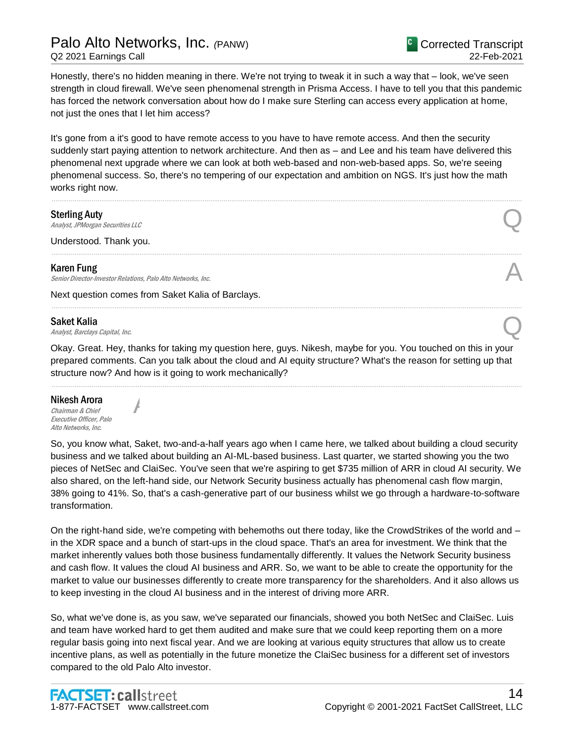Honestly, there's no hidden meaning in there. We're not trying to tweak it in such a way that – look, we've seen strength in cloud firewall. We've seen phenomenal strength in Prisma Access. I have to tell you that this pandemic has forced the network conversation about how do I make sure Sterling can access every application at home, not just the ones that I let him access?

It's gone from a it's good to have remote access to you have to have remote access. And then the security suddenly start paying attention to network architecture. And then as – and Lee and his team have delivered this phenomenal next upgrade where we can look at both web-based and non-web-based apps. So, we're seeing phenomenal success. So, there's no tempering of our expectation and ambition on NGS. It's just how the math works right now.

---

**Sterling Auty**
*Analyst, JPMorgan Securities LLC*

Q

Understood. Thank you.

---

**Karen Fung**
*Senior Director-Investor Relations, Palo Alto Networks, Inc.*

A

Next question comes from Saket Kalia of Barclays.

---

**Saket Kalia**
*Analyst, Barclays Capital, Inc.*

Q

Okay. Great. Hey, thanks for taking my question here, guys. Nikesh, maybe for you. You touched on this in your prepared comments. Can you talk about the cloud and AI equity structure? What's the reason for setting up that structure now? And how is it going to work mechanically?

---

**Nikesh Arora**
*Chairman & Chief Executive Officer, Palo Alto Networks, Inc.*

A

So, you know what, Saket, two-and-a-half years ago when I came here, we talked about building a cloud security business and we talked about building an AI-ML-based business. Last quarter, we started showing you the two pieces of NetSec and ClaiSec. You've seen that we're aspiring to get $735 million of ARR in cloud AI security. We also shared, on the left-hand side, our Network Security business actually has phenomenal cash flow margin, 38% going to 41%. So, that's a cash-generative part of our business whilst we go through a hardware-to-software transformation.

On the right-hand side, we're competing with behemoths out there today, like the CrowdStrikes of the world and – in the XDR space and a bunch of start-ups in the cloud space. That's an area for investment. We think that the market inherently values both those business fundamentally differently. It values the Network Security business and cash flow. It values the cloud AI business and ARR. So, we want to be able to create the opportunity for the market to value our businesses differently to create more transparency for the shareholders. And it also allows us to keep investing in the cloud AI business and in the interest of driving more ARR.

So, what we've done is, as you saw, we've separated our financials, showed you both NetSec and ClaiSec. Luis and team have worked hard to get them audited and make sure that we could keep reporting them on a more regular basis going into next fiscal year. And we are looking at various equity structures that allow us to create incentive plans, as well as potentially in the future monetize the ClaiSec business for a different set of investors compared to the old Palo Alto investor.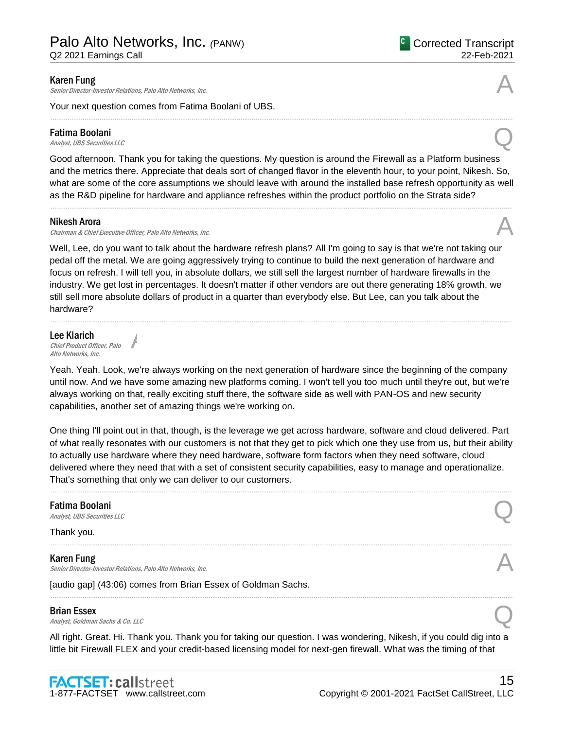**Karen Fung**
*Senior Director-Investor Relations, Palo Alto Networks, Inc.*

A

Your next question comes from Fatima Boolani of UBS.

---

**Fatima Boolani**
*Analyst, UBS Securities LLC*

Q

Good afternoon. Thank you for taking the questions. My question is around the Firewall as a Platform business and the metrics there. Appreciate that deals sort of changed flavor in the eleventh hour, to your point, Nikesh. So, what are some of the core assumptions we should leave with around the installed base refresh opportunity as well as the R&D pipeline for hardware and appliance refreshes within the product portfolio on the Strata side?

---

**Nikesh Arora**
*Chairman & Chief Executive Officer, Palo Alto Networks, Inc.*

A

Well, Lee, do you want to talk about the hardware refresh plans? All I'm going to say is that we're not taking our pedal off the metal. We are going aggressively trying to continue to build the next generation of hardware and focus on refresh. I will tell you, in absolute dollars, we still sell the largest number of hardware firewalls in the industry. We get lost in percentages. It doesn't matter if other vendors are out there generating 18% growth, we still sell more absolute dollars of product in a quarter than everybody else. But Lee, can you talk about the hardware?

---

**Lee Klarich**
*Chief Product Officer, Palo Alto Networks, Inc.*

A

Yeah. Yeah. Look, we're always working on the next generation of hardware since the beginning of the company until now. And we have some amazing new platforms coming. I won't tell you too much until they're out, but we're always working on that, really exciting stuff there, the software side as well with PAN-OS and new security capabilities, another set of amazing things we're working on.

One thing I'll point out in that, though, is the leverage we get across hardware, software and cloud delivered. Part of what really resonates with our customers is not that they get to pick which one they use from us, but their ability to actually use hardware where they need hardware, software form factors when they need software, cloud delivered where they need that with a set of consistent security capabilities, easy to manage and operationalize. That's something that only we can deliver to our customers.

---

**Fatima Boolani**
*Analyst, UBS Securities LLC*

Q

Thank you.

---

**Karen Fung**
*Senior Director-Investor Relations, Palo Alto Networks, Inc.*

A

[audio gap] (43:06) comes from Brian Essex of Goldman Sachs.

---

**Brian Essex**
*Analyst, Goldman Sachs & Co. LLC*

Q

All right. Great. Hi. Thank you. Thank you for taking our question. I was wondering, Nikesh, if you could dig into a little bit Firewall FLEX and your credit-based licensing model for next-gen firewall. What was the timing of that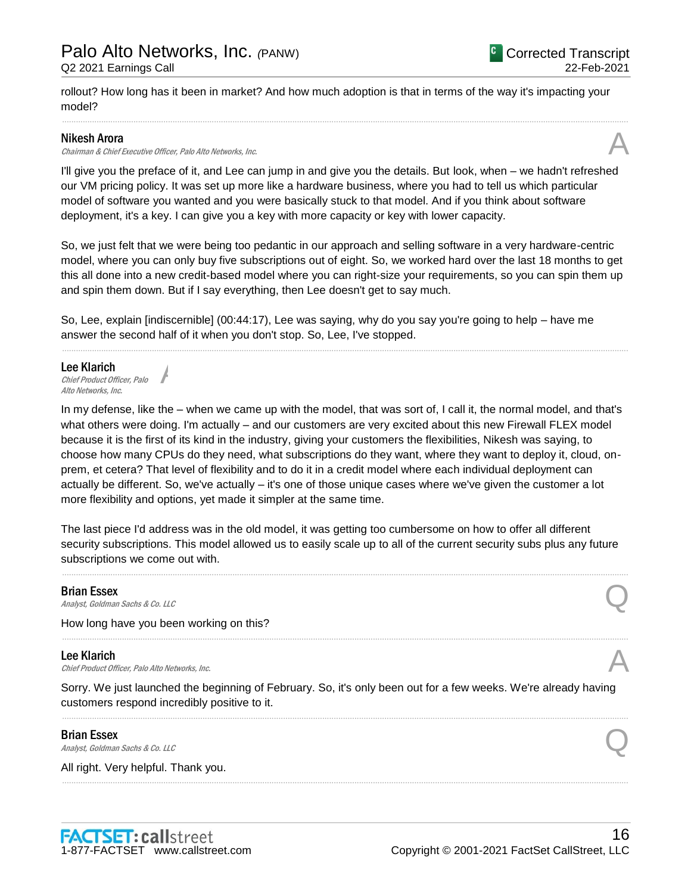rollout? How long has it been in market? And how much adoption is that in terms of the way it's impacting your model?

---

**Nikesh Arora**
*Chairman & Chief Executive Officer, Palo Alto Networks, Inc.*

A

I'll give you the preface of it, and Lee can jump in and give you the details. But look, when – we hadn't refreshed our VM pricing policy. It was set up more like a hardware business, where you had to tell us which particular model of software you wanted and you were basically stuck to that model. And if you think about software deployment, it's a key. I can give you a key with more capacity or key with lower capacity.

So, we just felt that we were being too pedantic in our approach and selling software in a very hardware-centric model, where you can only buy five subscriptions out of eight. So, we worked hard over the last 18 months to get this all done into a new credit-based model where you can right-size your requirements, so you can spin them up and spin them down. But if I say everything, then Lee doesn't get to say much.

So, Lee, explain [indiscernible] (00:44:17), Lee was saying, why do you say you're going to help – have me answer the second half of it when you don't stop. So, Lee, I've stopped.

---

**Lee Klarich**
*Chief Product Officer, Palo Alto Networks, Inc.*

A

In my defense, like the – when we came up with the model, that was sort of, I call it, the normal model, and that's what others were doing. I'm actually – and our customers are very excited about this new Firewall FLEX model because it is the first of its kind in the industry, giving your customers the flexibilities, Nikesh was saying, to choose how many CPUs do they need, what subscriptions do they want, where they want to deploy it, cloud, on-prem, et cetera? That level of flexibility and to do it in a credit model where each individual deployment can actually be different. So, we've actually – it's one of those unique cases where we've given the customer a lot more flexibility and options, yet made it simpler at the same time.

The last piece I'd address was in the old model, it was getting too cumbersome on how to offer all different security subscriptions. This model allowed us to easily scale up to all of the current security subs plus any future subscriptions we come out with.

---

**Brian Essex**
*Analyst, Goldman Sachs & Co. LLC*

Q

How long have you been working on this?

---

**Lee Klarich**
*Chief Product Officer, Palo Alto Networks, Inc.*

A

Sorry. We just launched the beginning of February. So, it's only been out for a few weeks. We're already having customers respond incredibly positive to it.

---

**Brian Essex**
*Analyst, Goldman Sachs & Co. LLC*

Q

All right. Very helpful. Thank you.

---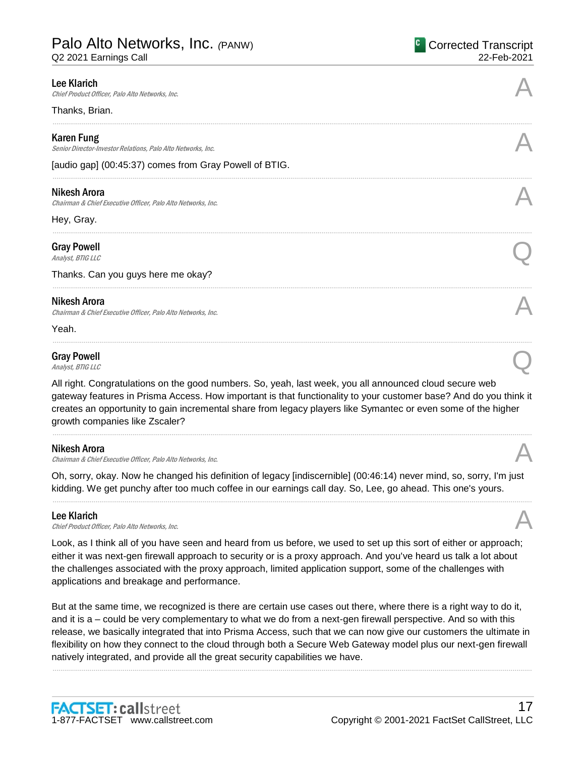**Lee Klarich**
*Chief Product Officer, Palo Alto Networks, Inc.*

A

Thanks, Brian.

---

**Karen Fung**
*Senior Director-Investor Relations, Palo Alto Networks, Inc.*

A

[audio gap] (00:45:37) comes from Gray Powell of BTIG.

---

**Nikesh Arora**
*Chairman & Chief Executive Officer, Palo Alto Networks, Inc.*

A

Hey, Gray.

---

**Gray Powell**
*Analyst, BTIG LLC*

Q

Thanks. Can you guys here me okay?

---

**Nikesh Arora**
*Chairman & Chief Executive Officer, Palo Alto Networks, Inc.*

A

Yeah.

---

**Gray Powell**
*Analyst, BTIG LLC*

Q

All right. Congratulations on the good numbers. So, yeah, last week, you all announced cloud secure web gateway features in Prisma Access. How important is that functionality to your customer base? And do you think it creates an opportunity to gain incremental share from legacy players like Symantec or even some of the higher growth companies like Zscaler?

---

**Nikesh Arora**
*Chairman & Chief Executive Officer, Palo Alto Networks, Inc.*

A

Oh, sorry, okay. Now he changed his definition of legacy [indiscernible] (00:46:14) never mind, so, sorry, I'm just kidding. We get punchy after too much coffee in our earnings call day. So, Lee, go ahead. This one's yours.

---

**Lee Klarich**
*Chief Product Officer, Palo Alto Networks, Inc.*

A

Look, as I think all of you have seen and heard from us before, we used to set up this sort of either or approach; either it was next-gen firewall approach to security or is a proxy approach. And you've heard us talk a lot about the challenges associated with the proxy approach, limited application support, some of the challenges with applications and breakage and performance.

But at the same time, we recognized is there are certain use cases out there, where there is a right way to do it, and it is a – could be very complementary to what we do from a next-gen firewall perspective. And so with this release, we basically integrated that into Prisma Access, such that we can now give our customers the ultimate in flexibility on how they connect to the cloud through both a Secure Web Gateway model plus our next-gen firewall natively integrated, and provide all the great security capabilities we have.

---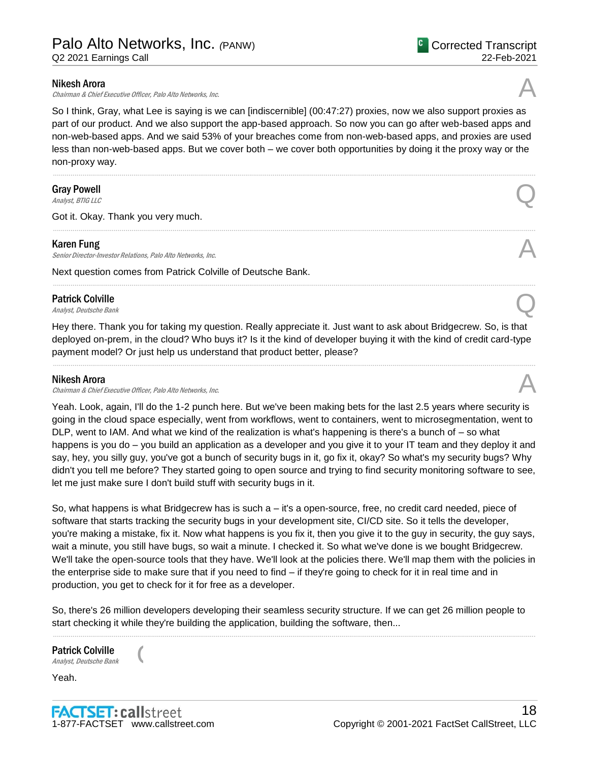**Nikesh Arora**
*Chairman & Chief Executive Officer, Palo Alto Networks, Inc.*

A

So I think, Gray, what Lee is saying is we can [indiscernible] (00:47:27) proxies, now we also support proxies as part of our product. And we also support the app-based approach. So now you can go after web-based apps and non-web-based apps. And we said 53% of your breaches come from non-web-based apps, and proxies are used less than non-web-based apps. But we cover both – we cover both opportunities by doing it the proxy way or the non-proxy way.

---

**Gray Powell**
*Analyst, BTIG LLC*

Q

Got it. Okay. Thank you very much.

---

**Karen Fung**
*Senior Director-Investor Relations, Palo Alto Networks, Inc.*

A

Next question comes from Patrick Colville of Deutsche Bank.

---

**Patrick Colville**
*Analyst, Deutsche Bank*

Q

Hey there. Thank you for taking my question. Really appreciate it. Just want to ask about Bridgecrew. So, is that deployed on-prem, in the cloud? Who buys it? Is it the kind of developer buying it with the kind of credit card-type payment model? Or just help us understand that product better, please?

---

**Nikesh Arora**
*Chairman & Chief Executive Officer, Palo Alto Networks, Inc.*

A

Yeah. Look, again, I'll do the 1-2 punch here. But we've been making bets for the last 2.5 years where security is going in the cloud space especially, went from workflows, went to containers, went to microsegmentation, went to DLP, went to IAM. And what we kind of the realization is what's happening is there's a bunch of – so what happens is you do – you build an application as a developer and you give it to your IT team and they deploy it and say, hey, you silly guy, you've got a bunch of security bugs in it, go fix it, okay? So what's my security bugs? Why didn't you tell me before? They started going to open source and trying to find security monitoring software to see, let me just make sure I don't build stuff with security bugs in it.

So, what happens is what Bridgecrew has is such a – it's a open-source, free, no credit card needed, piece of software that starts tracking the security bugs in your development site, CI/CD site. So it tells the developer, you're making a mistake, fix it. Now what happens is you fix it, then you give it to the guy in security, the guy says, wait a minute, you still have bugs, so wait a minute. I checked it. So what we've done is we bought Bridgecrew. We'll take the open-source tools that they have. We'll look at the policies there. We'll map them with the policies in the enterprise side to make sure that if you need to find – if they're going to check for it in real time and in production, you get to check for it for free as a developer.

So, there's 26 million developers developing their seamless security structure. If we can get 26 million people to start checking it while they're building the application, building the software, then...

---

**Patrick Colville**
*Analyst, Deutsche Bank*

(

Yeah.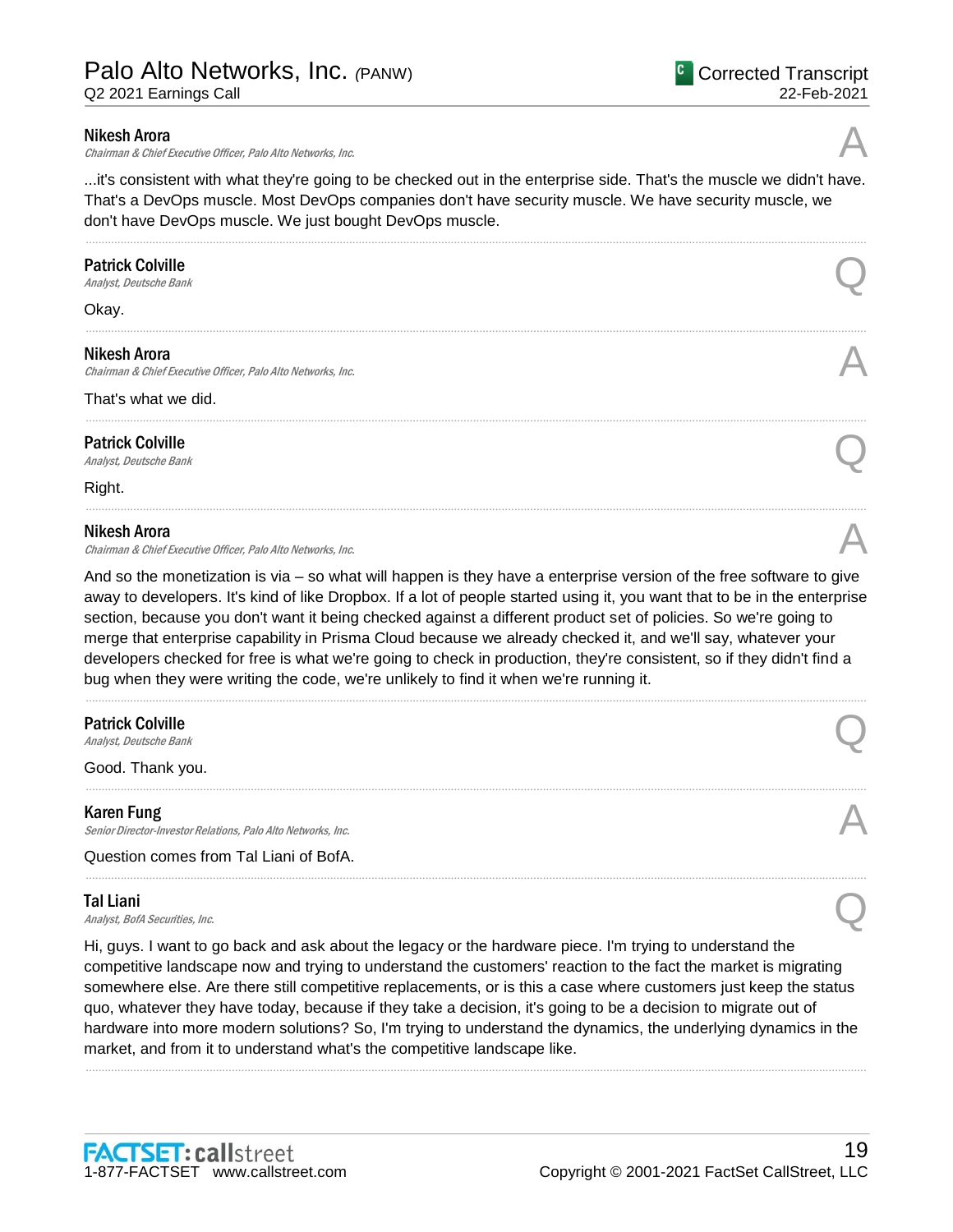**Nikesh Arora**
*Chairman & Chief Executive Officer, Palo Alto Networks, Inc.*

A

...it's consistent with what they're going to be checked out in the enterprise side. That's the muscle we didn't have. That's a DevOps muscle. Most DevOps companies don't have security muscle. We have security muscle, we don't have DevOps muscle. We just bought DevOps muscle.

---

**Patrick Colville**
*Analyst, Deutsche Bank*

Q

Okay.

---

**Nikesh Arora**
*Chairman & Chief Executive Officer, Palo Alto Networks, Inc.*

A

That's what we did.

---

**Patrick Colville**
*Analyst, Deutsche Bank*

Q

Right.

---

**Nikesh Arora**
*Chairman & Chief Executive Officer, Palo Alto Networks, Inc.*

A

And so the monetization is via – so what will happen is they have a enterprise version of the free software to give away to developers. It's kind of like Dropbox. If a lot of people started using it, you want that to be in the enterprise section, because you don't want it being checked against a different product set of policies. So we're going to merge that enterprise capability in Prisma Cloud because we already checked it, and we'll say, whatever your developers checked for free is what we're going to check in production, they're consistent, so if they didn't find a bug when they were writing the code, we're unlikely to find it when we're running it.

---

**Patrick Colville**
*Analyst, Deutsche Bank*

Q

Good. Thank you.

---

**Karen Fung**
*Senior Director-Investor Relations, Palo Alto Networks, Inc.*

A

Question comes from Tal Liani of BofA.

---

**Tal Liani**
*Analyst, BofA Securities, Inc.*

Q

Hi, guys. I want to go back and ask about the legacy or the hardware piece. I'm trying to understand the competitive landscape now and trying to understand the customers' reaction to the fact the market is migrating somewhere else. Are there still competitive replacements, or is this a case where customers just keep the status quo, whatever they have today, because if they take a decision, it's going to be a decision to migrate out of hardware into more modern solutions? So, I'm trying to understand the dynamics, the underlying dynamics in the market, and from it to understand what's the competitive landscape like.

---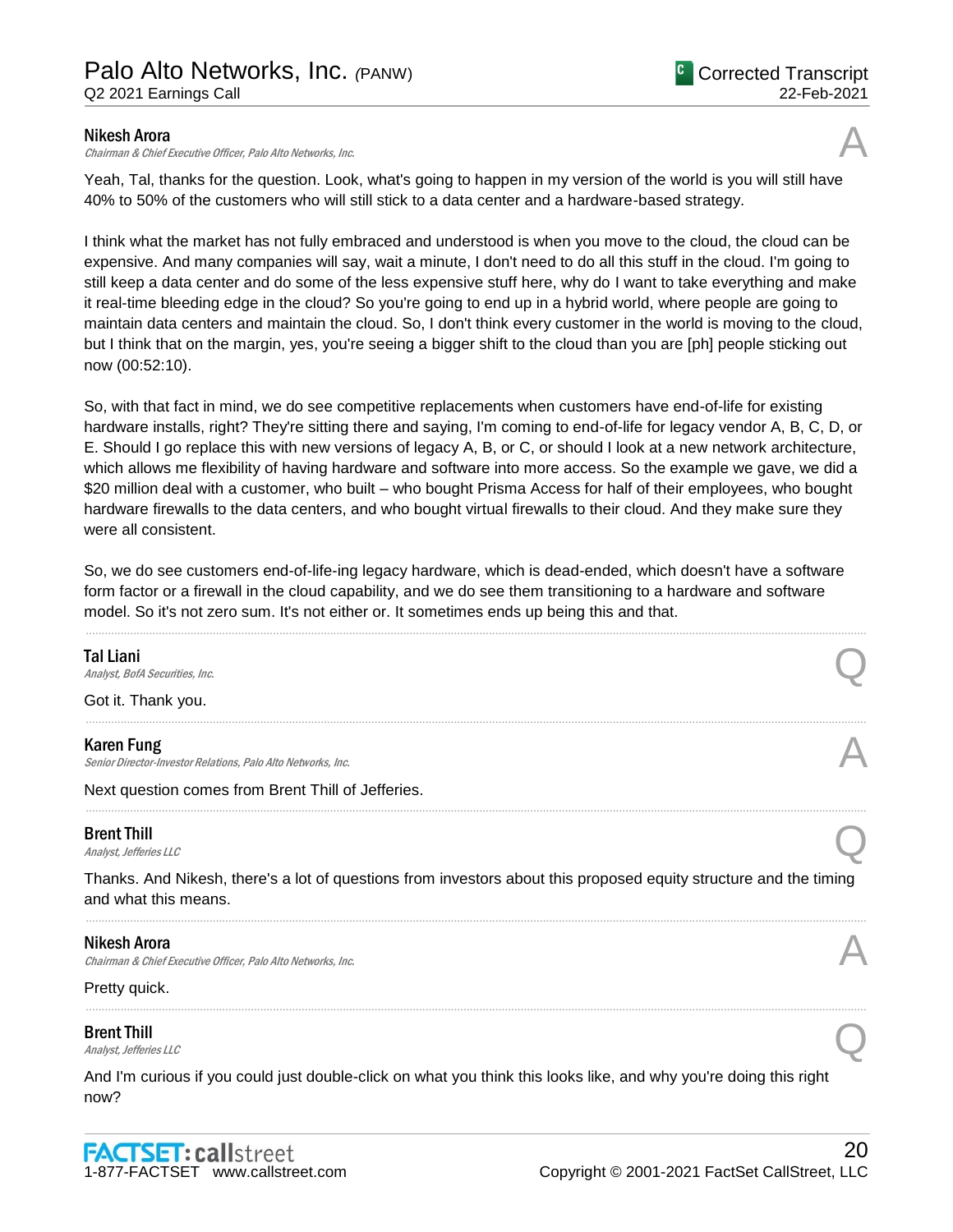**Nikesh Arora**
*Chairman & Chief Executive Officer, Palo Alto Networks, Inc.*

A

Yeah, Tal, thanks for the question. Look, what's going to happen in my version of the world is you will still have 40% to 50% of the customers who will still stick to a data center and a hardware-based strategy.

I think what the market has not fully embraced and understood is when you move to the cloud, the cloud can be expensive. And many companies will say, wait a minute, I don't need to do all this stuff in the cloud. I'm going to still keep a data center and do some of the less expensive stuff here, why do I want to take everything and make it real-time bleeding edge in the cloud? So you're going to end up in a hybrid world, where people are going to maintain data centers and maintain the cloud. So, I don't think every customer in the world is moving to the cloud, but I think that on the margin, yes, you're seeing a bigger shift to the cloud than you are [ph] people sticking out now (00:52:10).

So, with that fact in mind, we do see competitive replacements when customers have end-of-life for existing hardware installs, right? They're sitting there and saying, I'm coming to end-of-life for legacy vendor A, B, C, D, or E. Should I go replace this with new versions of legacy A, B, or C, or should I look at a new network architecture, which allows me flexibility of having hardware and software into more access. So the example we gave, we did a $20 million deal with a customer, who built – who bought Prisma Access for half of their employees, who bought hardware firewalls to the data centers, and who bought virtual firewalls to their cloud. And they make sure they were all consistent.

So, we do see customers end-of-life-ing legacy hardware, which is dead-ended, which doesn't have a software form factor or a firewall in the cloud capability, and we do see them transitioning to a hardware and software model. So it's not zero sum. It's not either or. It sometimes ends up being this and that.

---

**Tal Liani**
*Analyst, BofA Securities, Inc.*

Q

Got it. Thank you.

---

**Karen Fung**
*Senior Director-Investor Relations, Palo Alto Networks, Inc.*

A

Next question comes from Brent Thill of Jefferies.

---

**Brent Thill**
*Analyst, Jefferies LLC*

Q

Thanks. And Nikesh, there's a lot of questions from investors about this proposed equity structure and the timing and what this means.

---

**Nikesh Arora**
*Chairman & Chief Executive Officer, Palo Alto Networks, Inc.*

A

Pretty quick.

---

**Brent Thill**
*Analyst, Jefferies LLC*

Q

And I'm curious if you could just double-click on what you think this looks like, and why you're doing this right now?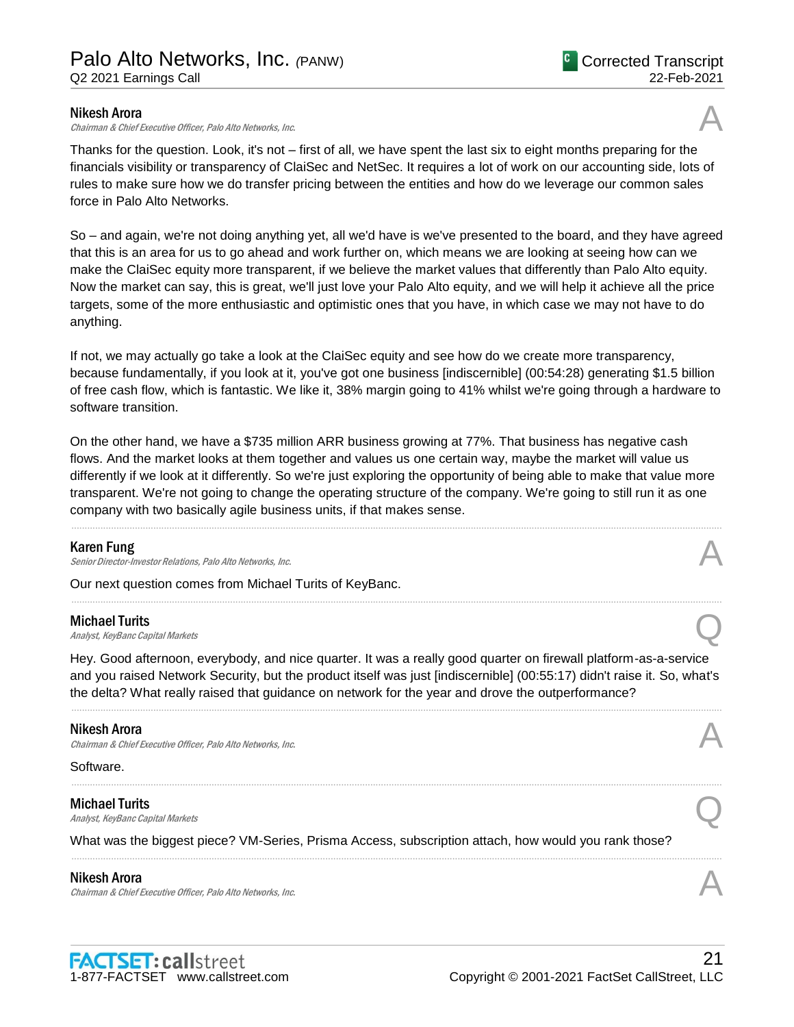**Nikesh Arora**
*Chairman & Chief Executive Officer, Palo Alto Networks, Inc.*

A

Thanks for the question. Look, it's not – first of all, we have spent the last six to eight months preparing for the financials visibility or transparency of ClaiSec and NetSec. It requires a lot of work on our accounting side, lots of rules to make sure how we do transfer pricing between the entities and how do we leverage our common sales force in Palo Alto Networks.

So – and again, we're not doing anything yet, all we'd have is we've presented to the board, and they have agreed that this is an area for us to go ahead and work further on, which means we are looking at seeing how can we make the ClaiSec equity more transparent, if we believe the market values that differently than Palo Alto equity. Now the market can say, this is great, we'll just love your Palo Alto equity, and we will help it achieve all the price targets, some of the more enthusiastic and optimistic ones that you have, in which case we may not have to do anything.

If not, we may actually go take a look at the ClaiSec equity and see how do we create more transparency, because fundamentally, if you look at it, you've got one business [indiscernible] (00:54:28) generating $1.5 billion of free cash flow, which is fantastic. We like it, 38% margin going to 41% whilst we're going through a hardware to software transition.

On the other hand, we have a $735 million ARR business growing at 77%. That business has negative cash flows. And the market looks at them together and values us one certain way, maybe the market will value us differently if we look at it differently. So we're just exploring the opportunity of being able to make that value more transparent. We're not going to change the operating structure of the company. We're going to still run it as one company with two basically agile business units, if that makes sense.

---

**Karen Fung**
*Senior Director-Investor Relations, Palo Alto Networks, Inc.*

A

Our next question comes from Michael Turits of KeyBanc.

---

**Michael Turits**
*Analyst, KeyBanc Capital Markets*

Q

Hey. Good afternoon, everybody, and nice quarter. It was a really good quarter on firewall platform-as-a-service and you raised Network Security, but the product itself was just [indiscernible] (00:55:17) didn't raise it. So, what's the delta? What really raised that guidance on network for the year and drove the outperformance?

---

**Nikesh Arora**
*Chairman & Chief Executive Officer, Palo Alto Networks, Inc.*

A

Software.

---

**Michael Turits**
*Analyst, KeyBanc Capital Markets*

Q

What was the biggest piece? VM-Series, Prisma Access, subscription attach, how would you rank those?

---

**Nikesh Arora**
*Chairman & Chief Executive Officer, Palo Alto Networks, Inc.*

A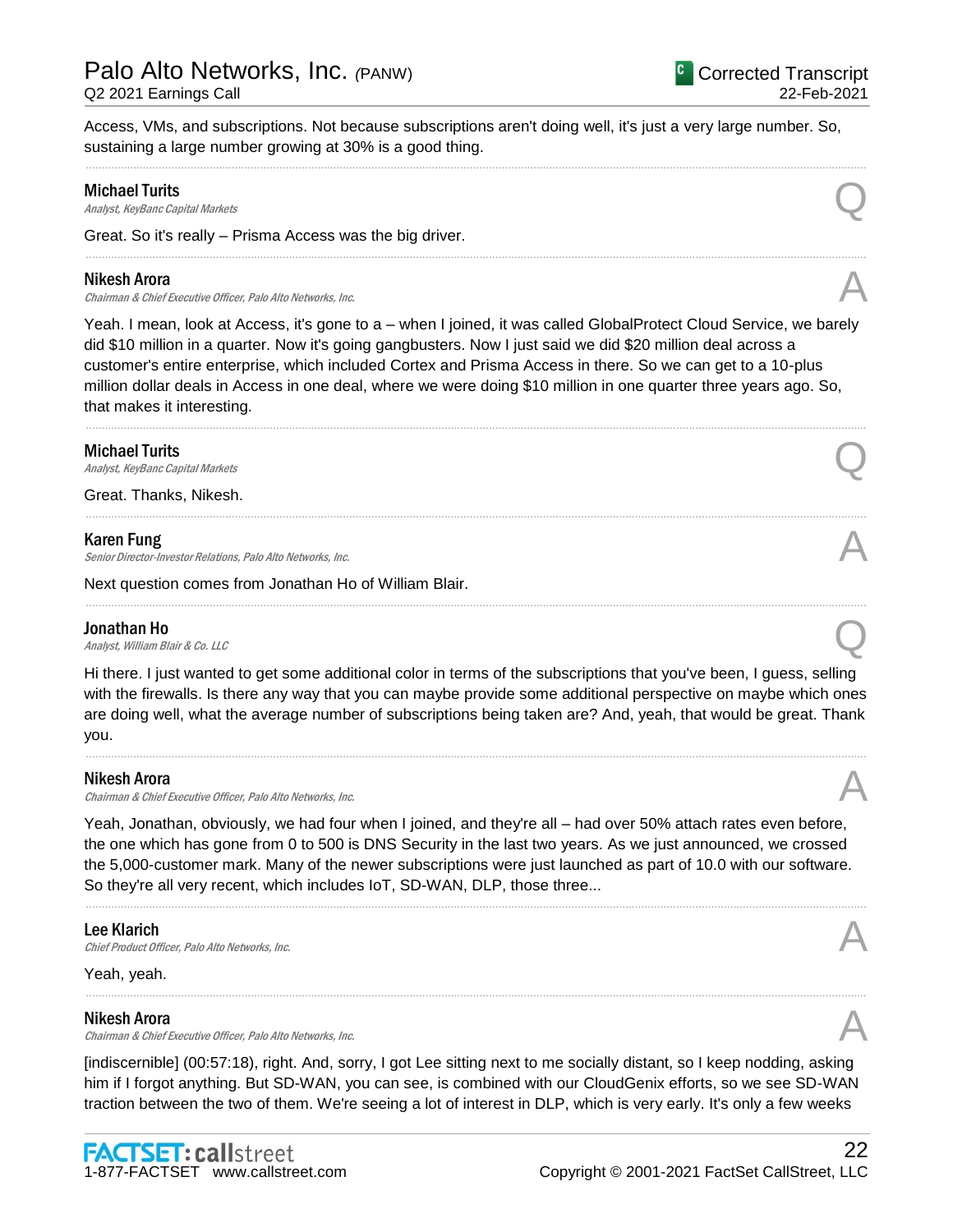Access, VMs, and subscriptions. Not because subscriptions aren't doing well, it's just a very large number. So, sustaining a large number growing at 30% is a good thing.

---

**Michael Turits**
*Analyst, KeyBanc Capital Markets*

Q

Great. So it's really – Prisma Access was the big driver.

---

**Nikesh Arora**
*Chairman & Chief Executive Officer, Palo Alto Networks, Inc.*

A

Yeah. I mean, look at Access, it's gone to a – when I joined, it was called GlobalProtect Cloud Service, we barely did $10 million in a quarter. Now it's going gangbusters. Now I just said we did $20 million deal across a customer's entire enterprise, which included Cortex and Prisma Access in there. So we can get to a 10-plus million dollar deals in Access in one deal, where we were doing $10 million in one quarter three years ago. So, that makes it interesting.

---

**Michael Turits**
*Analyst, KeyBanc Capital Markets*

Q

Great. Thanks, Nikesh.

---

**Karen Fung**
*Senior Director-Investor Relations, Palo Alto Networks, Inc.*

A

Next question comes from Jonathan Ho of William Blair.

---

**Jonathan Ho**
*Analyst, William Blair & Co. LLC*

Q

Hi there. I just wanted to get some additional color in terms of the subscriptions that you've been, I guess, selling with the firewalls. Is there any way that you can maybe provide some additional perspective on maybe which ones are doing well, what the average number of subscriptions being taken are? And, yeah, that would be great. Thank you.

---

**Nikesh Arora**
*Chairman & Chief Executive Officer, Palo Alto Networks, Inc.*

A

Yeah, Jonathan, obviously, we had four when I joined, and they're all – had over 50% attach rates even before, the one which has gone from 0 to 500 is DNS Security in the last two years. As we just announced, we crossed the 5,000-customer mark. Many of the newer subscriptions were just launched as part of 10.0 with our software. So they're all very recent, which includes IoT, SD-WAN, DLP, those three...

---

**Lee Klarich**
*Chief Product Officer, Palo Alto Networks, Inc.*

A

Yeah, yeah.

---

**Nikesh Arora**
*Chairman & Chief Executive Officer, Palo Alto Networks, Inc.*

A

[indiscernible] (00:57:18), right. And, sorry, I got Lee sitting next to me socially distant, so I keep nodding, asking him if I forgot anything. But SD-WAN, you can see, is combined with our CloudGenix efforts, so we see SD-WAN traction between the two of them. We're seeing a lot of interest in DLP, which is very early. It's only a few weeks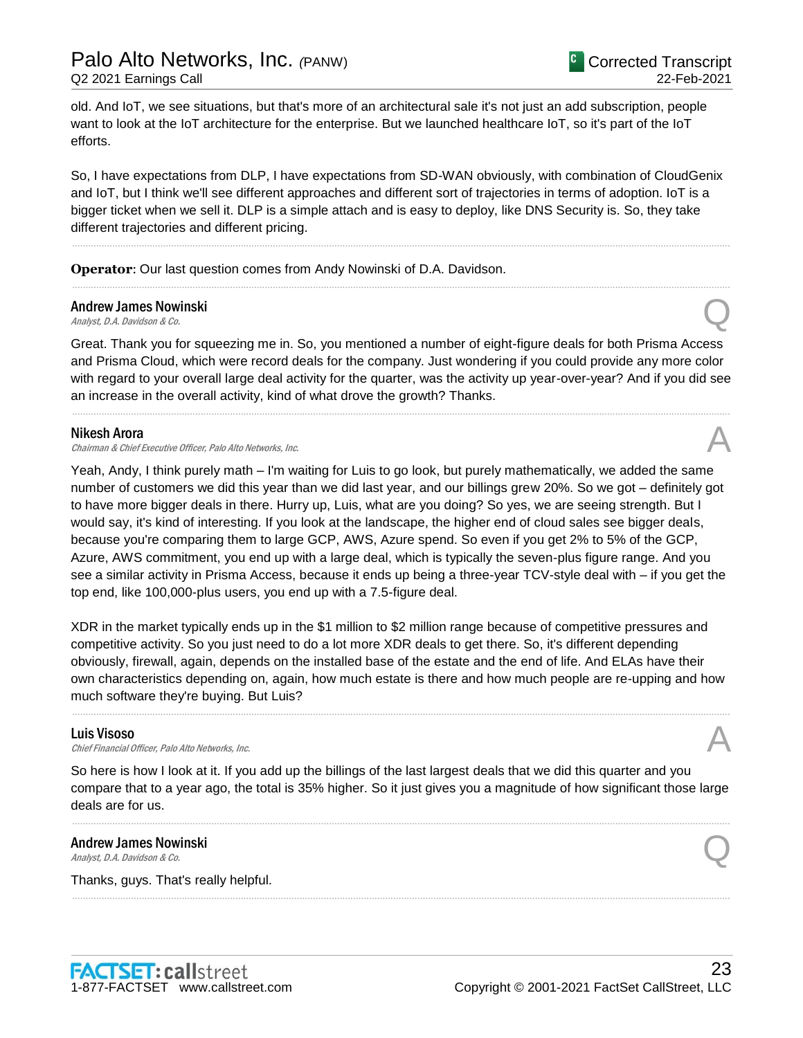old. And IoT, we see situations, but that's more of an architectural sale it's not just an add subscription, people want to look at the IoT architecture for the enterprise. But we launched healthcare IoT, so it's part of the IoT efforts.

So, I have expectations from DLP, I have expectations from SD-WAN obviously, with combination of CloudGenix and IoT, but I think we'll see different approaches and different sort of trajectories in terms of adoption. IoT is a bigger ticket when we sell it. DLP is a simple attach and is easy to deploy, like DNS Security is. So, they take different trajectories and different pricing.

---

**Operator**: Our last question comes from Andy Nowinski of D.A. Davidson.

---

**Andrew James Nowinski**
*Analyst, D.A. Davidson & Co.* — Q

Great. Thank you for squeezing me in. So, you mentioned a number of eight-figure deals for both Prisma Access and Prisma Cloud, which were record deals for the company. Just wondering if you could provide any more color with regard to your overall large deal activity for the quarter, was the activity up year-over-year? And if you did see an increase in the overall activity, kind of what drove the growth? Thanks.

---

**Nikesh Arora**
*Chairman & Chief Executive Officer, Palo Alto Networks, Inc.* — A

Yeah, Andy, I think purely math – I'm waiting for Luis to go look, but purely mathematically, we added the same number of customers we did this year than we did last year, and our billings grew 20%. So we got – definitely got to have more bigger deals in there. Hurry up, Luis, what are you doing? So yes, we are seeing strength. But I would say, it's kind of interesting. If you look at the landscape, the higher end of cloud sales see bigger deals, because you're comparing them to large GCP, AWS, Azure spend. So even if you get 2% to 5% of the GCP, Azure, AWS commitment, you end up with a large deal, which is typically the seven-plus figure range. And you see a similar activity in Prisma Access, because it ends up being a three-year TCV-style deal with – if you get the top end, like 100,000-plus users, you end up with a 7.5-figure deal.

XDR in the market typically ends up in the $1 million to $2 million range because of competitive pressures and competitive activity. So you just need to do a lot more XDR deals to get there. So, it's different depending obviously, firewall, again, depends on the installed base of the estate and the end of life. And ELAs have their own characteristics depending on, again, how much estate is there and how much people are re-upping and how much software they're buying. But Luis?

---

**Luis Visoso**
*Chief Financial Officer, Palo Alto Networks, Inc.* — A

So here is how I look at it. If you add up the billings of the last largest deals that we did this quarter and you compare that to a year ago, the total is 35% higher. So it just gives you a magnitude of how significant those large deals are for us.

---

**Andrew James Nowinski**
*Analyst, D.A. Davidson & Co.* — Q

Thanks, guys. That's really helpful.

---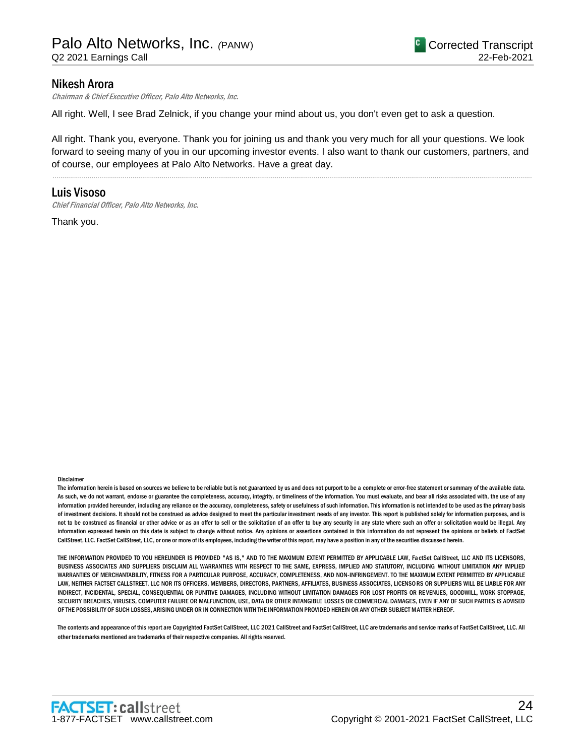## Nikesh Arora

*Chairman & Chief Executive Officer, Palo Alto Networks, Inc.*

All right. Well, I see Brad Zelnick, if you change your mind about us, you don't even get to ask a question.

All right. Thank you, everyone. Thank you for joining us and thank you very much for all your questions. We look forward to seeing many of you in our upcoming investor events. I also want to thank our customers, partners, and of course, our employees at Palo Alto Networks. Have a great day.

## Luis Visoso

*Chief Financial Officer, Palo Alto Networks, Inc.*

Thank you.

Disclaimer

The information herein is based on sources we believe to be reliable but is not guaranteed by us and does not purport to be a complete or error-free statement or summary of the available data. As such, we do not warrant, endorse or guarantee the completeness, accuracy, integrity, or timeliness of the information. You must evaluate, and bear all risks associated with, the use of any information provided hereunder, including any reliance on the accuracy, completeness, safety or usefulness of such information. This information is not intended to be used as the primary basis of investment decisions. It should not be construed as advice designed to meet the particular investment needs of any investor. This report is published solely for information purposes, and is not to be construed as financial or other advice or as an offer to sell or the solicitation of an offer to buy any security in any state where such an offer or solicitation would be illegal. Any information expressed herein on this date is subject to change without notice. Any opinions or assertions contained in this information do not represent the opinions or beliefs of FactSet CallStreet, LLC. FactSet CallStreet, LLC, or one or more of its employees, including the writer of this report, may have a position in any of the securities discussed herein.

THE INFORMATION PROVIDED TO YOU HEREUNDER IS PROVIDED "AS IS," AND TO THE MAXIMUM EXTENT PERMITTED BY APPLICABLE LAW, FactSet CallStreet, LLC AND ITS LICENSORS, BUSINESS ASSOCIATES AND SUPPLIERS DISCLAIM ALL WARRANTIES WITH RESPECT TO THE SAME, EXPRESS, IMPLIED AND STATUTORY, INCLUDING WITHOUT LIMITATION ANY IMPLIED WARRANTIES OF MERCHANTABILITY, FITNESS FOR A PARTICULAR PURPOSE, ACCURACY, COMPLETENESS, AND NON-INFRINGEMENT. TO THE MAXIMUM EXTENT PERMITTED BY APPLICABLE LAW, NEITHER FACTSET CALLSTREET, LLC NOR ITS OFFICERS, MEMBERS, DIRECTORS, PARTNERS, AFFILIATES, BUSINESS ASSOCIATES, LICENSORS OR SUPPLIERS WILL BE LIABLE FOR ANY INDIRECT, INCIDENTAL, SPECIAL, CONSEQUENTIAL OR PUNITIVE DAMAGES, INCLUDING WITHOUT LIMITATION DAMAGES FOR LOST PROFITS OR REVENUES, GOODWILL, WORK STOPPAGE, SECURITY BREACHES, VIRUSES, COMPUTER FAILURE OR MALFUNCTION, USE, DATA OR OTHER INTANGIBLE LOSSES OR COMMERCIAL DAMAGES, EVEN IF ANY OF SUCH PARTIES IS ADVISED OF THE POSSIBILITY OF SUCH LOSSES, ARISING UNDER OR IN CONNECTION WITH THE INFORMATION PROVIDED HEREIN OR ANY OTHER SUBJECT MATTER HEREOF.

The contents and appearance of this report are Copyrighted FactSet CallStreet, LLC 2021 CallStreet and FactSet CallStreet, LLC are trademarks and service marks of FactSet CallStreet, LLC. All other trademarks mentioned are trademarks of their respective companies. All rights reserved.